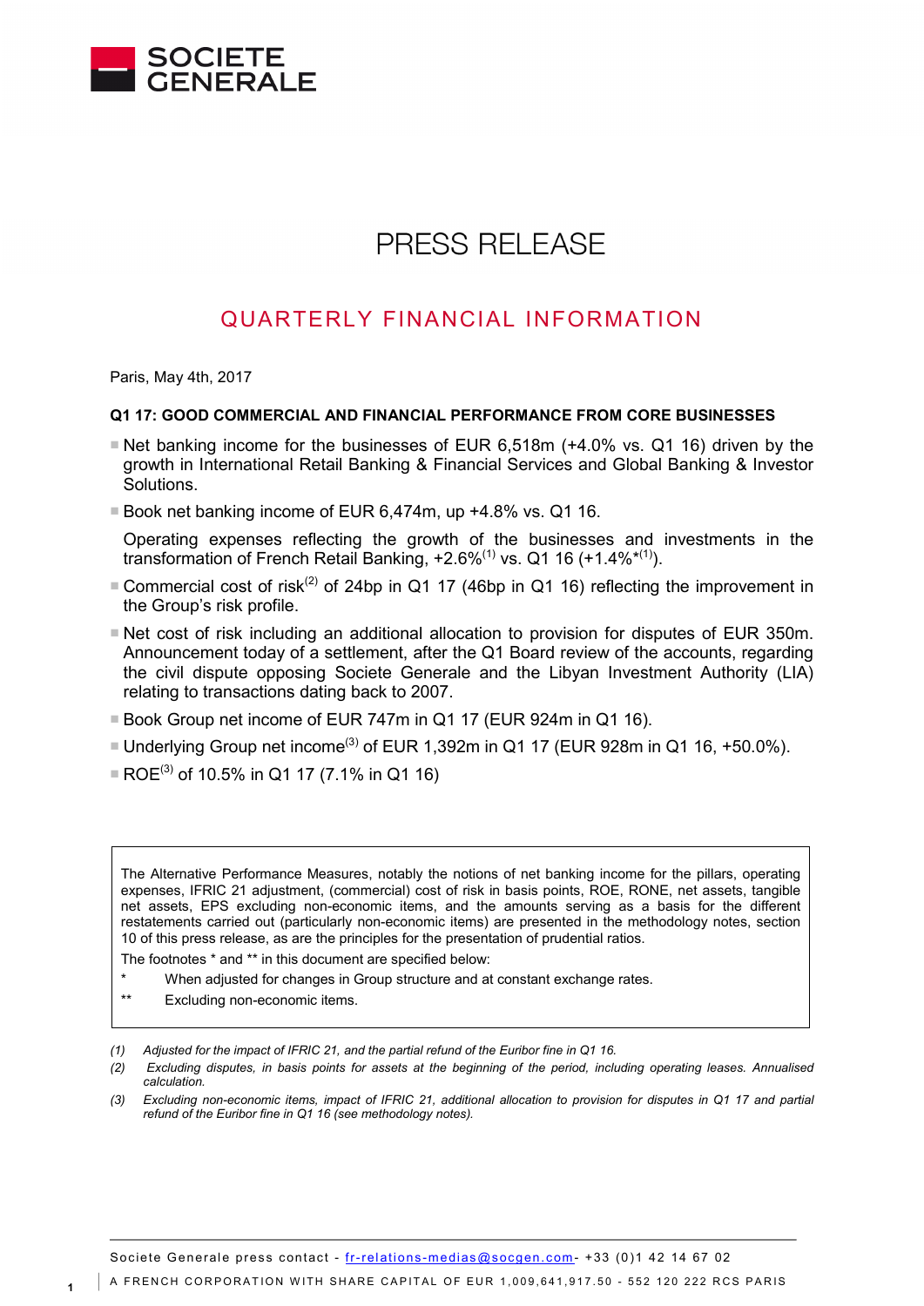SOCIETE GENERALE

# PRESS RELEASE

## QUARTERLY FINANCIAL INFORMATION

Paris, May 4th, 2017

**Q1 17: GOOD COMMERCIAL AND FINANCIAL PERFORMANCE FROM CORE BUSINESSES**

- Net banking income for the businesses of EUR 6,518m (+4.0% vs. Q1 16) driven by the growth in International Retail Banking & Financial Services and Global Banking & Investor Solutions.
- Book net banking income of EUR 6,474m, up +4.8% vs. Q1 16.

  Operating expenses reflecting the growth of the businesses and investments in the transformation of French Retail Banking, +2.6%(1) vs. Q1 16 (+1.4%*(1)).
- Commercial cost of risk(2) of 24bp in Q1 17 (46bp in Q1 16) reflecting the improvement in the Group's risk profile.
- Net cost of risk including an additional allocation to provision for disputes of EUR 350m. Announcement today of a settlement, after the Q1 Board review of the accounts, regarding the civil dispute opposing Societe Generale and the Libyan Investment Authority (LIA) relating to transactions dating back to 2007.
- Book Group net income of EUR 747m in Q1 17 (EUR 924m in Q1 16).
- Underlying Group net income(3) of EUR 1,392m in Q1 17 (EUR 928m in Q1 16, +50.0%).
- ROE(3) of 10.5% in Q1 17 (7.1% in Q1 16)

> The Alternative Performance Measures, notably the notions of net banking income for the pillars, operating expenses, IFRIC 21 adjustment, (commercial) cost of risk in basis points, ROE, RONE, net assets, tangible net assets, EPS excluding non-economic items, and the amounts serving as a basis for the different restatements carried out (particularly non-economic items) are presented in the methodology notes, section 10 of this press release, as are the principles for the presentation of prudential ratios.
>
> The footnotes * and ** in this document are specified below:
>
> \* When adjusted for changes in Group structure and at constant exchange rates.
>
> \*\* Excluding non-economic items.

*(1) Adjusted for the impact of IFRIC 21, and the partial refund of the Euribor fine in Q1 16.*

*(2) Excluding disputes, in basis points for assets at the beginning of the period, including operating leases. Annualised calculation.*

*(3) Excluding non-economic items, impact of IFRIC 21, additional allocation to provision for disputes in Q1 17 and partial refund of the Euribor fine in Q1 16 (see methodology notes).*

Societe Generale press contact - fr-relations-medias@socgen.com - +33 (0)1 42 14 67 02

A FRENCH CORPORATION WITH SHARE CAPITAL OF EUR 1,009,641,917.50 - 552 120 222 RCS PARIS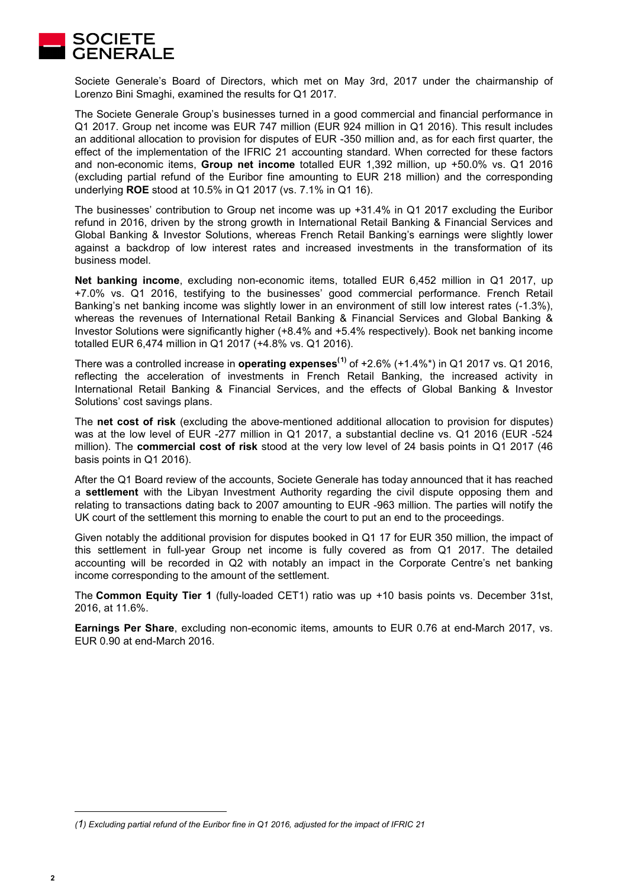Societe Generale's Board of Directors, which met on May 3rd, 2017 under the chairmanship of Lorenzo Bini Smaghi, examined the results for Q1 2017.

The Societe Generale Group's businesses turned in a good commercial and financial performance in Q1 2017. Group net income was EUR 747 million (EUR 924 million in Q1 2016). This result includes an additional allocation to provision for disputes of EUR -350 million and, as for each first quarter, the effect of the implementation of the IFRIC 21 accounting standard. When corrected for these factors and non-economic items, **Group net income** totalled EUR 1,392 million, up +50.0% vs. Q1 2016 (excluding partial refund of the Euribor fine amounting to EUR 218 million) and the corresponding underlying **ROE** stood at 10.5% in Q1 2017 (vs. 7.1% in Q1 16).

The businesses' contribution to Group net income was up +31.4% in Q1 2017 excluding the Euribor refund in 2016, driven by the strong growth in International Retail Banking & Financial Services and Global Banking & Investor Solutions, whereas French Retail Banking's earnings were slightly lower against a backdrop of low interest rates and increased investments in the transformation of its business model.

**Net banking income**, excluding non-economic items, totalled EUR 6,452 million in Q1 2017, up +7.0% vs. Q1 2016, testifying to the businesses' good commercial performance. French Retail Banking's net banking income was slightly lower in an environment of still low interest rates (-1.3%), whereas the revenues of International Retail Banking & Financial Services and Global Banking & Investor Solutions were significantly higher (+8.4% and +5.4% respectively). Book net banking income totalled EUR 6,474 million in Q1 2017 (+4.8% vs. Q1 2016).

There was a controlled increase in **operating expenses**[(1)] of +2.6% (+1.4%*) in Q1 2017 vs. Q1 2016, reflecting the acceleration of investments in French Retail Banking, the increased activity in International Retail Banking & Financial Services, and the effects of Global Banking & Investor Solutions' cost savings plans.

The **net cost of risk** (excluding the above-mentioned additional allocation to provision for disputes) was at the low level of EUR -277 million in Q1 2017, a substantial decline vs. Q1 2016 (EUR -524 million). The **commercial cost of risk** stood at the very low level of 24 basis points in Q1 2017 (46 basis points in Q1 2016).

After the Q1 Board review of the accounts, Societe Generale has today announced that it has reached a **settlement** with the Libyan Investment Authority regarding the civil dispute opposing them and relating to transactions dating back to 2007 amounting to EUR -963 million. The parties will notify the UK court of the settlement this morning to enable the court to put an end to the proceedings.

Given notably the additional provision for disputes booked in Q1 17 for EUR 350 million, the impact of this settlement in full-year Group net income is fully covered as from Q1 2017. The detailed accounting will be recorded in Q2 with notably an impact in the Corporate Centre's net banking income corresponding to the amount of the settlement.

The **Common Equity Tier 1** (fully-loaded CET1) ratio was up +10 basis points vs. December 31st, 2016, at 11.6%.

**Earnings Per Share**, excluding non-economic items, amounts to EUR 0.76 at end-March 2017, vs. EUR 0.90 at end-March 2016.

*(1) Excluding partial refund of the Euribor fine in Q1 2016, adjusted for the impact of IFRIC 21*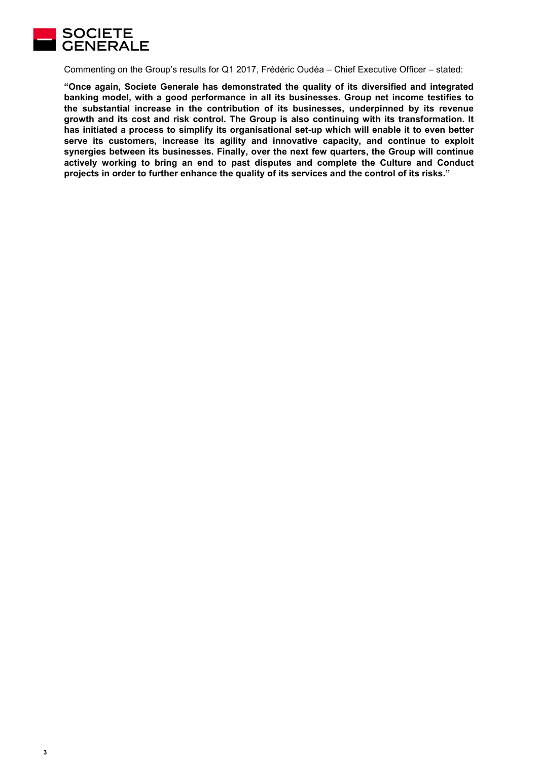Commenting on the Group's results for Q1 2017, Frédéric Oudéa – Chief Executive Officer – stated:

**"Once again, Societe Generale has demonstrated the quality of its diversified and integrated banking model, with a good performance in all its businesses. Group net income testifies to the substantial increase in the contribution of its businesses, underpinned by its revenue growth and its cost and risk control. The Group is also continuing with its transformation. It has initiated a process to simplify its organisational set-up which will enable it to even better serve its customers, increase its agility and innovative capacity, and continue to exploit synergies between its businesses. Finally, over the next few quarters, the Group will continue actively working to bring an end to past disputes and complete the Culture and Conduct projects in order to further enhance the quality of its services and the control of its risks."**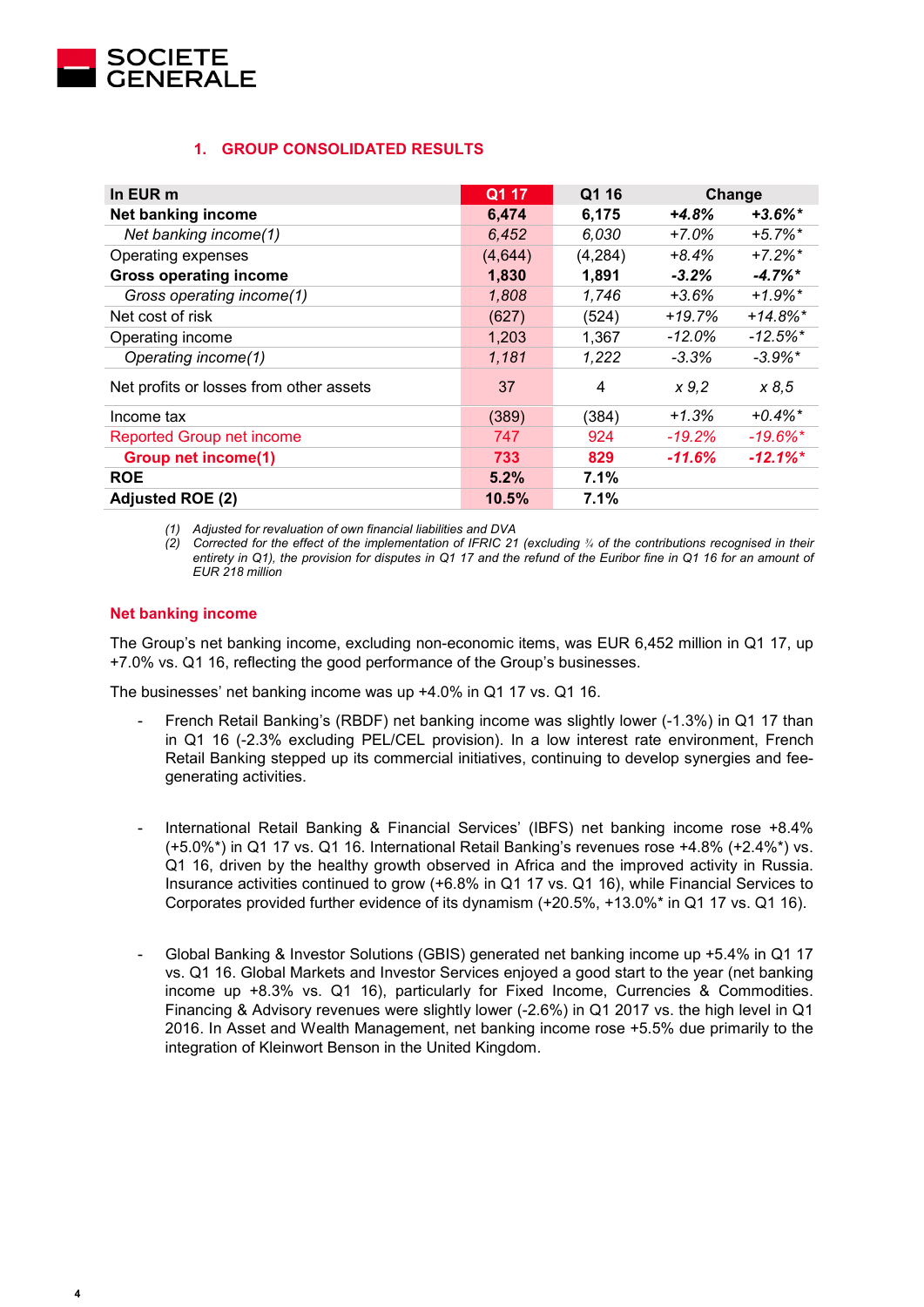## 1. GROUP CONSOLIDATED RESULTS

| In EUR m | Q1 17 | Q1 16 | Change | |
|---|---|---|---|---|
| **Net banking income** | **6,474** | **6,175** | ***+4.8%*** | ***+3.6%**** |
| *Net banking income(1)* | *6,452* | *6,030* | *+7.0%* | *+5.7%** |
| Operating expenses | (4,644) | (4,284) | *+8.4%* | *+7.2%** |
| **Gross operating income** | **1,830** | **1,891** | ***-3.2%*** | ***-4.7%**** |
| *Gross operating income(1)* | *1,808* | *1,746* | *+3.6%* | *+1.9%** |
| Net cost of risk | (627) | (524) | *+19.7%* | *+14.8%** |
| Operating income | 1,203 | 1,367 | *-12.0%* | *-12.5%** |
| *Operating income(1)* | *1,181* | *1,222* | *-3.3%* | *-3.9%** |
| Net profits or losses from other assets | 37 | 4 | *x 9,2* | *x 8,5* |
| Income tax | (389) | (384) | *+1.3%* | *+0.4%** |
| Reported Group net income | 747 | 924 | *-19.2%* | *-19.6%** |
| **Group net income(1)** | **733** | **829** | ***-11.6%*** | ***-12.1%**** |
| **ROE** | **5.2%** | **7.1%** | | |
| **Adjusted ROE (2)** | **10.5%** | **7.1%** | | |

*(1) Adjusted for revaluation of own financial liabilities and DVA*
*(2) Corrected for the effect of the implementation of IFRIC 21 (excluding ¾ of the contributions recognised in their entirety in Q1), the provision for disputes in Q1 17 and the refund of the Euribor fine in Q1 16 for an amount of EUR 218 million*

### Net banking income

The Group's net banking income, excluding non-economic items, was EUR 6,452 million in Q1 17, up +7.0% vs. Q1 16, reflecting the good performance of the Group's businesses.

The businesses' net banking income was up +4.0% in Q1 17 vs. Q1 16.

- French Retail Banking's (RBDF) net banking income was slightly lower (-1.3%) in Q1 17 than in Q1 16 (-2.3% excluding PEL/CEL provision). In a low interest rate environment, French Retail Banking stepped up its commercial initiatives, continuing to develop synergies and fee-generating activities.

- International Retail Banking & Financial Services' (IBFS) net banking income rose +8.4% (+5.0%*) in Q1 17 vs. Q1 16. International Retail Banking's revenues rose +4.8% (+2.4%*) vs. Q1 16, driven by the healthy growth observed in Africa and the improved activity in Russia. Insurance activities continued to grow (+6.8% in Q1 17 vs. Q1 16), while Financial Services to Corporates provided further evidence of its dynamism (+20.5%, +13.0%* in Q1 17 vs. Q1 16).

- Global Banking & Investor Solutions (GBIS) generated net banking income up +5.4% in Q1 17 vs. Q1 16. Global Markets and Investor Services enjoyed a good start to the year (net banking income up +8.3% vs. Q1 16), particularly for Fixed Income, Currencies & Commodities. Financing & Advisory revenues were slightly lower (-2.6%) in Q1 2017 vs. the high level in Q1 2016. In Asset and Wealth Management, net banking income rose +5.5% due primarily to the integration of Kleinwort Benson in the United Kingdom.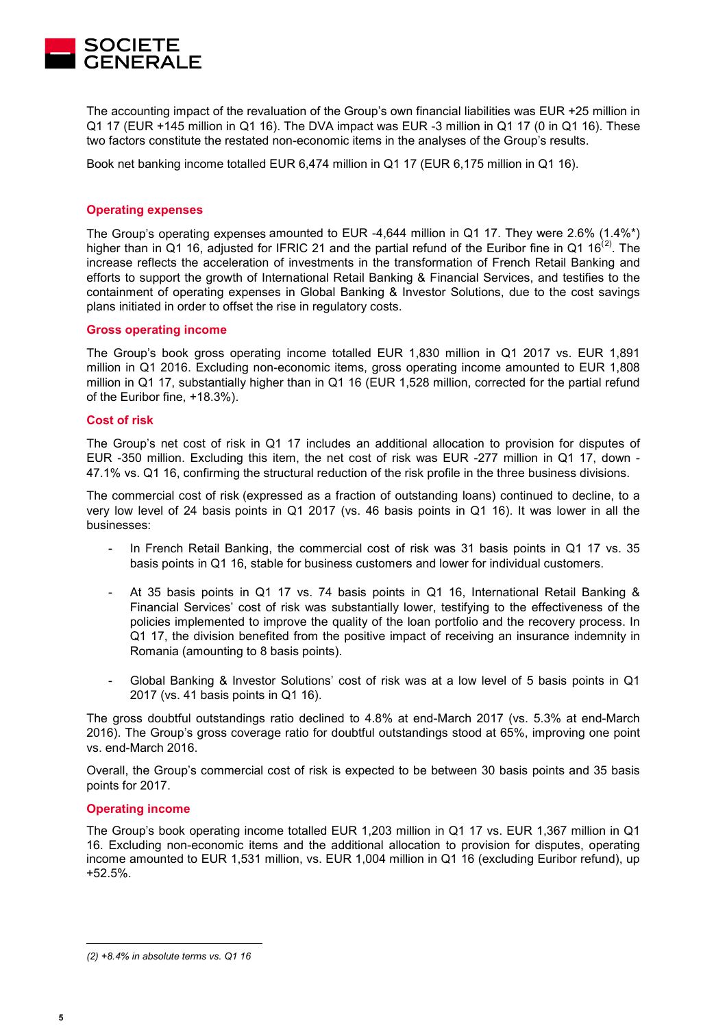The accounting impact of the revaluation of the Group's own financial liabilities was EUR +25 million in Q1 17 (EUR +145 million in Q1 16). The DVA impact was EUR -3 million in Q1 17 (0 in Q1 16). These two factors constitute the restated non-economic items in the analyses of the Group's results.

Book net banking income totalled EUR 6,474 million in Q1 17 (EUR 6,175 million in Q1 16).

## Operating expenses

The Group's operating expenses amounted to EUR -4,644 million in Q1 17. They were 2.6% (1.4%*) higher than in Q1 16, adjusted for IFRIC 21 and the partial refund of the Euribor fine in Q1 16[(2)]. The increase reflects the acceleration of investments in the transformation of French Retail Banking and efforts to support the growth of International Retail Banking & Financial Services, and testifies to the containment of operating expenses in Global Banking & Investor Solutions, due to the cost savings plans initiated in order to offset the rise in regulatory costs.

## Gross operating income

The Group's book gross operating income totalled EUR 1,830 million in Q1 2017 vs. EUR 1,891 million in Q1 2016. Excluding non-economic items, gross operating income amounted to EUR 1,808 million in Q1 17, substantially higher than in Q1 16 (EUR 1,528 million, corrected for the partial refund of the Euribor fine, +18.3%).

## Cost of risk

The Group's net cost of risk in Q1 17 includes an additional allocation to provision for disputes of EUR -350 million. Excluding this item, the net cost of risk was EUR -277 million in Q1 17, down -47.1% vs. Q1 16, confirming the structural reduction of the risk profile in the three business divisions.

The commercial cost of risk (expressed as a fraction of outstanding loans) continued to decline, to a very low level of 24 basis points in Q1 2017 (vs. 46 basis points in Q1 16). It was lower in all the businesses:

- In French Retail Banking, the commercial cost of risk was 31 basis points in Q1 17 vs. 35 basis points in Q1 16, stable for business customers and lower for individual customers.

- At 35 basis points in Q1 17 vs. 74 basis points in Q1 16, International Retail Banking & Financial Services' cost of risk was substantially lower, testifying to the effectiveness of the policies implemented to improve the quality of the loan portfolio and the recovery process. In Q1 17, the division benefited from the positive impact of receiving an insurance indemnity in Romania (amounting to 8 basis points).

- Global Banking & Investor Solutions' cost of risk was at a low level of 5 basis points in Q1 2017 (vs. 41 basis points in Q1 16).

The gross doubtful outstandings ratio declined to 4.8% at end-March 2017 (vs. 5.3% at end-March 2016). The Group's gross coverage ratio for doubtful outstandings stood at 65%, improving one point vs. end-March 2016.

Overall, the Group's commercial cost of risk is expected to be between 30 basis points and 35 basis points for 2017.

## Operating income

The Group's book operating income totalled EUR 1,203 million in Q1 17 vs. EUR 1,367 million in Q1 16. Excluding non-economic items and the additional allocation to provision for disputes, operating income amounted to EUR 1,531 million, vs. EUR 1,004 million in Q1 16 (excluding Euribor refund), up +52.5%.

---

*(2) +8.4% in absolute terms vs. Q1 16*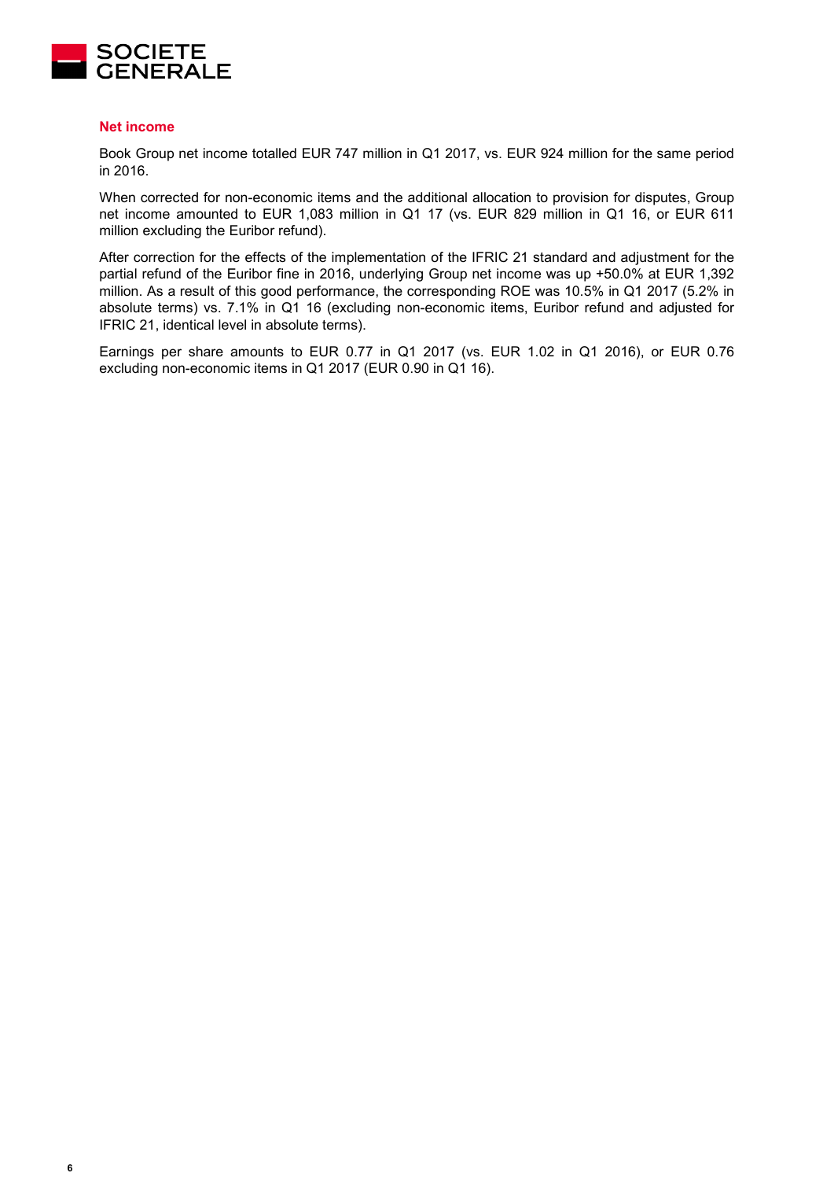## Net income

Book Group net income totalled EUR 747 million in Q1 2017, vs. EUR 924 million for the same period in 2016.

When corrected for non-economic items and the additional allocation to provision for disputes, Group net income amounted to EUR 1,083 million in Q1 17 (vs. EUR 829 million in Q1 16, or EUR 611 million excluding the Euribor refund).

After correction for the effects of the implementation of the IFRIC 21 standard and adjustment for the partial refund of the Euribor fine in 2016, underlying Group net income was up +50.0% at EUR 1,392 million. As a result of this good performance, the corresponding ROE was 10.5% in Q1 2017 (5.2% in absolute terms) vs. 7.1% in Q1 16 (excluding non-economic items, Euribor refund and adjusted for IFRIC 21, identical level in absolute terms).

Earnings per share amounts to EUR 0.77 in Q1 2017 (vs. EUR 1.02 in Q1 2016), or EUR 0.76 excluding non-economic items in Q1 2017 (EUR 0.90 in Q1 16).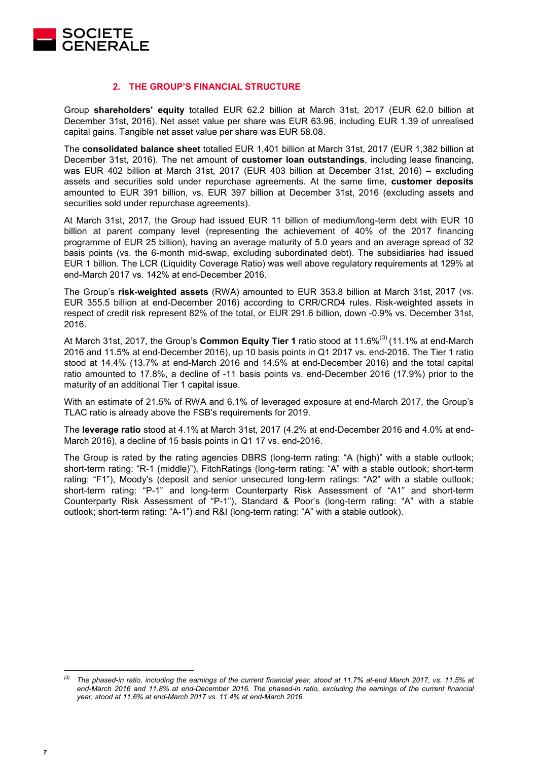## 2. THE GROUP'S FINANCIAL STRUCTURE

Group **shareholders' equity** totalled EUR 62.2 billion at March 31st, 2017 (EUR 62.0 billion at December 31st, 2016). Net asset value per share was EUR 63.96, including EUR 1.39 of unrealised capital gains. Tangible net asset value per share was EUR 58.08.

The **consolidated balance sheet** totalled EUR 1,401 billion at March 31st, 2017 (EUR 1,382 billion at December 31st, 2016). The net amount of **customer loan outstandings**, including lease financing, was EUR 402 billion at March 31st, 2017 (EUR 403 billion at December 31st, 2016) – excluding assets and securities sold under repurchase agreements. At the same time, **customer deposits** amounted to EUR 391 billion, vs. EUR 397 billion at December 31st, 2016 (excluding assets and securities sold under repurchase agreements).

At March 31st, 2017, the Group had issued EUR 11 billion of medium/long-term debt with EUR 10 billion at parent company level (representing the achievement of 40% of the 2017 financing programme of EUR 25 billion), having an average maturity of 5.0 years and an average spread of 32 basis points (vs. the 6-month mid-swap, excluding subordinated debt). The subsidiaries had issued EUR 1 billion. The LCR (Liquidity Coverage Ratio) was well above regulatory requirements at 129% at end-March 2017 vs. 142% at end-December 2016.

The Group's **risk-weighted assets** (RWA) amounted to EUR 353.8 billion at March 31st, 2017 (vs. EUR 355.5 billion at end-December 2016) according to CRR/CRD4 rules. Risk-weighted assets in respect of credit risk represent 82% of the total, or EUR 291.6 billion, down -0.9% vs. December 31st, 2016.

At March 31st, 2017, the Group's **Common Equity Tier 1** ratio stood at 11.6%[3] (11.1% at end-March 2016 and 11.5% at end-December 2016), up 10 basis points in Q1 2017 vs. end-2016. The Tier 1 ratio stood at 14.4% (13.7% at end-March 2016 and 14.5% at end-December 2016) and the total capital ratio amounted to 17.8%, a decline of -11 basis points vs. end-December 2016 (17.9%) prior to the maturity of an additional Tier 1 capital issue.

With an estimate of 21.5% of RWA and 6.1% of leveraged exposure at end-March 2017, the Group's TLAC ratio is already above the FSB's requirements for 2019.

The **leverage ratio** stood at 4.1% at March 31st, 2017 (4.2% at end-December 2016 and 4.0% at end-March 2016), a decline of 15 basis points in Q1 17 vs. end-2016.

The Group is rated by the rating agencies DBRS (long-term rating: "A (high)" with a stable outlook; short-term rating: "R-1 (middle)"), FitchRatings (long-term rating: "A" with a stable outlook; short-term rating: "F1"), Moody's (deposit and senior unsecured long-term ratings: "A2" with a stable outlook; short-term rating: "P-1" and long-term Counterparty Risk Assessment of "A1" and short-term Counterparty Risk Assessment of "P-1"), Standard & Poor's (long-term rating: "A" with a stable outlook; short-term rating: "A-1") and R&I (long-term rating: "A" with a stable outlook).

---

[3] *The phased-in ratio, including the earnings of the current financial year, stood at 11.7% at-end March 2017, vs. 11.5% at end-March 2016 and 11.8% at end-December 2016. The phased-in ratio, excluding the earnings of the current financial year, stood at 11.6% at end-March 2017 vs. 11.4% at end-March 2016.*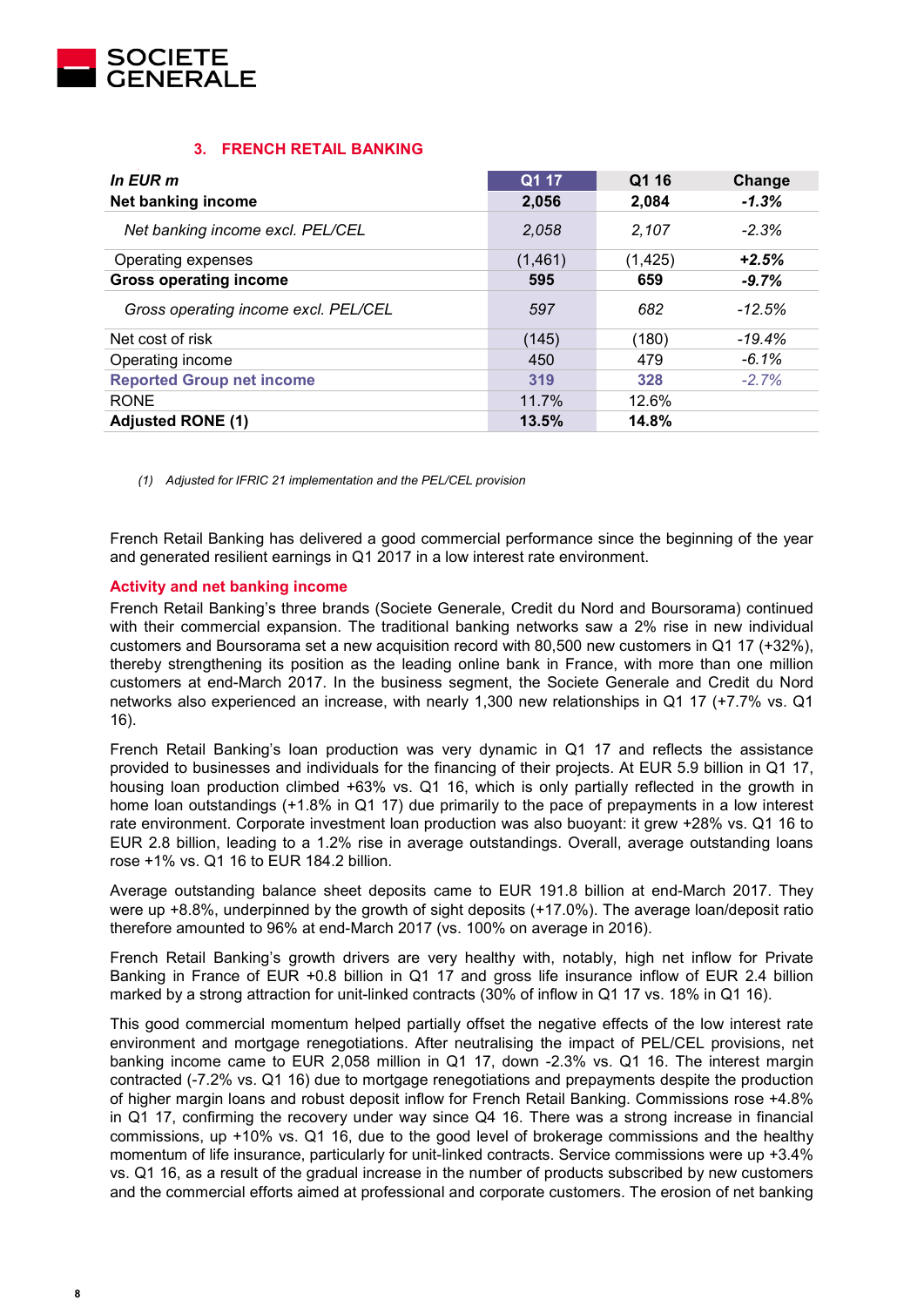## 3. FRENCH RETAIL BANKING

| *In EUR m* | Q1 17 | Q1 16 | Change |
|---|---|---|---|
| **Net banking income** | **2,056** | **2,084** | ***-1.3%*** |
| *Net banking income excl. PEL/CEL* | *2,058* | *2,107* | *-2.3%* |
| Operating expenses | (1,461) | (1,425) | ***+2.5%*** |
| **Gross operating income** | **595** | **659** | ***-9.7%*** |
| *Gross operating income excl. PEL/CEL* | *597* | *682* | *-12.5%* |
| Net cost of risk | (145) | (180) | *-19.4%* |
| Operating income | 450 | 479 | *-6.1%* |
| **Reported Group net income** | **319** | **328** | *-2.7%* |
| RONE | 11.7% | 12.6% | |
| **Adjusted RONE (1)** | **13.5%** | **14.8%** | |

*(1) Adjusted for IFRIC 21 implementation and the PEL/CEL provision*

French Retail Banking has delivered a good commercial performance since the beginning of the year and generated resilient earnings in Q1 2017 in a low interest rate environment.

### Activity and net banking income

French Retail Banking's three brands (Societe Generale, Credit du Nord and Boursorama) continued with their commercial expansion. The traditional banking networks saw a 2% rise in new individual customers and Boursorama set a new acquisition record with 80,500 new customers in Q1 17 (+32%), thereby strengthening its position as the leading online bank in France, with more than one million customers at end-March 2017. In the business segment, the Societe Generale and Credit du Nord networks also experienced an increase, with nearly 1,300 new relationships in Q1 17 (+7.7% vs. Q1 16).

French Retail Banking's loan production was very dynamic in Q1 17 and reflects the assistance provided to businesses and individuals for the financing of their projects. At EUR 5.9 billion in Q1 17, housing loan production climbed +63% vs. Q1 16, which is only partially reflected in the growth in home loan outstandings (+1.8% in Q1 17) due primarily to the pace of prepayments in a low interest rate environment. Corporate investment loan production was also buoyant: it grew +28% vs. Q1 16 to EUR 2.8 billion, leading to a 1.2% rise in average outstandings. Overall, average outstanding loans rose +1% vs. Q1 16 to EUR 184.2 billion.

Average outstanding balance sheet deposits came to EUR 191.8 billion at end-March 2017. They were up +8.8%, underpinned by the growth of sight deposits (+17.0%). The average loan/deposit ratio therefore amounted to 96% at end-March 2017 (vs. 100% on average in 2016).

French Retail Banking's growth drivers are very healthy with, notably, high net inflow for Private Banking in France of EUR +0.8 billion in Q1 17 and gross life insurance inflow of EUR 2.4 billion marked by a strong attraction for unit-linked contracts (30% of inflow in Q1 17 vs. 18% in Q1 16).

This good commercial momentum helped partially offset the negative effects of the low interest rate environment and mortgage renegotiations. After neutralising the impact of PEL/CEL provisions, net banking income came to EUR 2,058 million in Q1 17, down -2.3% vs. Q1 16. The interest margin contracted (-7.2% vs. Q1 16) due to mortgage renegotiations and prepayments despite the production of higher margin loans and robust deposit inflow for French Retail Banking. Commissions rose +4.8% in Q1 17, confirming the recovery under way since Q4 16. There was a strong increase in financial commissions, up +10% vs. Q1 16, due to the good level of brokerage commissions and the healthy momentum of life insurance, particularly for unit-linked contracts. Service commissions were up +3.4% vs. Q1 16, as a result of the gradual increase in the number of products subscribed by new customers and the commercial efforts aimed at professional and corporate customers. The erosion of net banking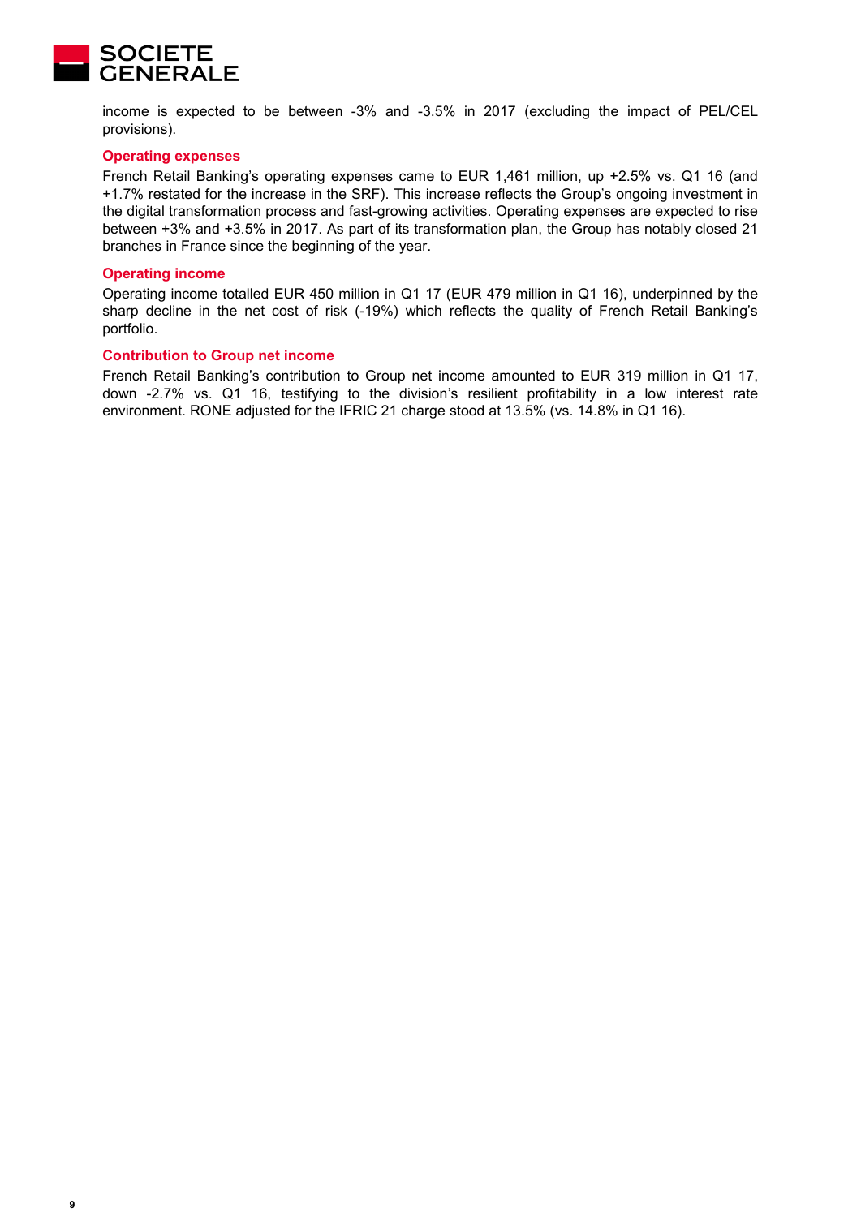income is expected to be between -3% and -3.5% in 2017 (excluding the impact of PEL/CEL provisions).

### Operating expenses

French Retail Banking's operating expenses came to EUR 1,461 million, up +2.5% vs. Q1 16 (and +1.7% restated for the increase in the SRF). This increase reflects the Group's ongoing investment in the digital transformation process and fast-growing activities. Operating expenses are expected to rise between +3% and +3.5% in 2017. As part of its transformation plan, the Group has notably closed 21 branches in France since the beginning of the year.

### Operating income

Operating income totalled EUR 450 million in Q1 17 (EUR 479 million in Q1 16), underpinned by the sharp decline in the net cost of risk (-19%) which reflects the quality of French Retail Banking's portfolio.

### Contribution to Group net income

French Retail Banking's contribution to Group net income amounted to EUR 319 million in Q1 17, down -2.7% vs. Q1 16, testifying to the division's resilient profitability in a low interest rate environment. RONE adjusted for the IFRIC 21 charge stood at 13.5% (vs. 14.8% in Q1 16).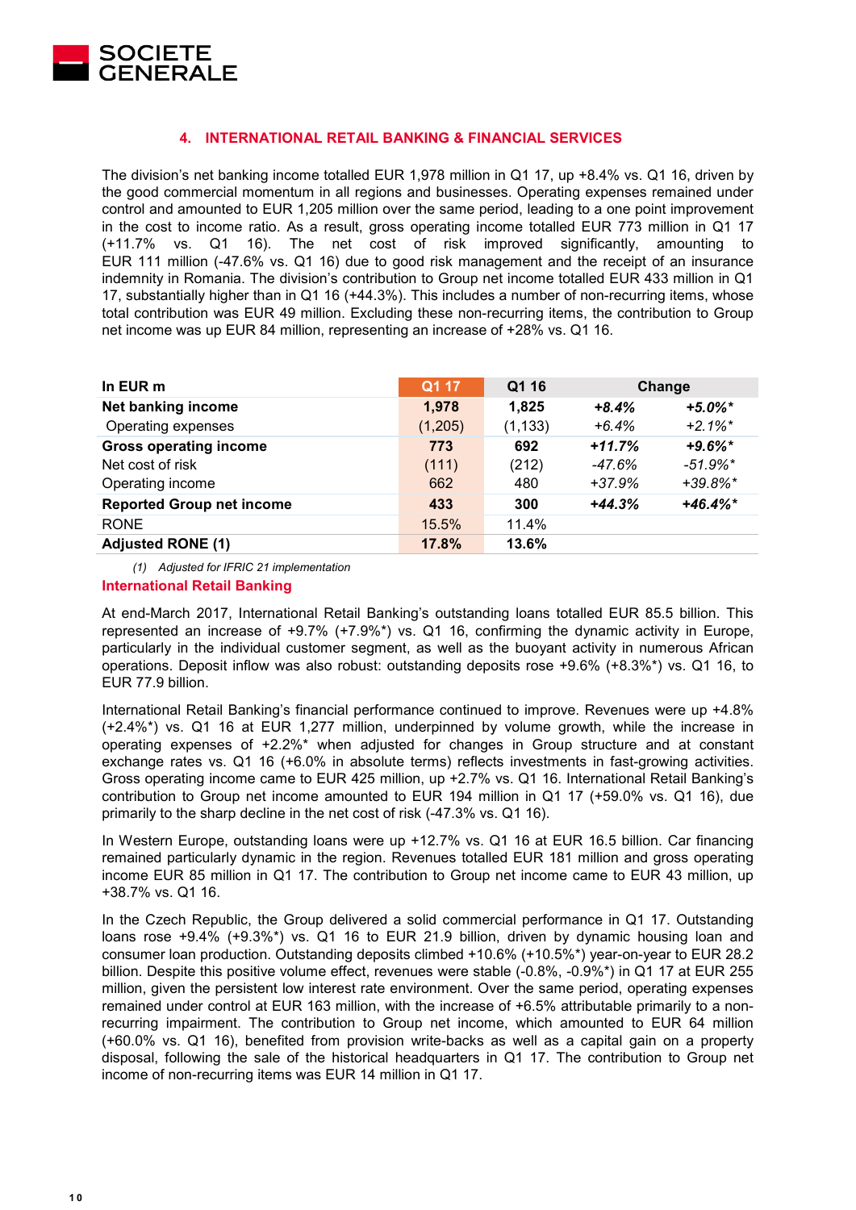## 4. INTERNATIONAL RETAIL BANKING & FINANCIAL SERVICES

The division's net banking income totalled EUR 1,978 million in Q1 17, up +8.4% vs. Q1 16, driven by the good commercial momentum in all regions and businesses. Operating expenses remained under control and amounted to EUR 1,205 million over the same period, leading to a one point improvement in the cost to income ratio. As a result, gross operating income totalled EUR 773 million in Q1 17 (+11.7% vs. Q1 16). The net cost of risk improved significantly, amounting to EUR 111 million (-47.6% vs. Q1 16) due to good risk management and the receipt of an insurance indemnity in Romania. The division's contribution to Group net income totalled EUR 433 million in Q1 17, substantially higher than in Q1 16 (+44.3%). This includes a number of non-recurring items, whose total contribution was EUR 49 million. Excluding these non-recurring items, the contribution to Group net income was up EUR 84 million, representing an increase of +28% vs. Q1 16.

| In EUR m | Q1 17 | Q1 16 | Change | |
|---|---|---|---|---|
| **Net banking income** | **1,978** | **1,825** | ***+8.4%*** | ***+5.0%**** |
| Operating expenses | (1,205) | (1,133) | *+6.4%* | *+2.1%** |
| **Gross operating income** | **773** | **692** | ***+11.7%*** | ***+9.6%**** |
| Net cost of risk | (111) | (212) | *-47.6%* | *-51.9%** |
| Operating income | 662 | 480 | *+37.9%* | *+39.8%** |
| **Reported Group net income** | **433** | **300** | ***+44.3%*** | ***+46.4%**** |
| RONE | 15.5% | 11.4% | | |
| **Adjusted RONE (1)** | **17.8%** | **13.6%** | | |

*(1) Adjusted for IFRIC 21 implementation*

### International Retail Banking

At end-March 2017, International Retail Banking's outstanding loans totalled EUR 85.5 billion. This represented an increase of +9.7% (+7.9%*) vs. Q1 16, confirming the dynamic activity in Europe, particularly in the individual customer segment, as well as the buoyant activity in numerous African operations. Deposit inflow was also robust: outstanding deposits rose +9.6% (+8.3%*) vs. Q1 16, to EUR 77.9 billion.

International Retail Banking's financial performance continued to improve. Revenues were up +4.8% (+2.4%*) vs. Q1 16 at EUR 1,277 million, underpinned by volume growth, while the increase in operating expenses of +2.2%* when adjusted for changes in Group structure and at constant exchange rates vs. Q1 16 (+6.0% in absolute terms) reflects investments in fast-growing activities. Gross operating income came to EUR 425 million, up +2.7% vs. Q1 16. International Retail Banking's contribution to Group net income amounted to EUR 194 million in Q1 17 (+59.0% vs. Q1 16), due primarily to the sharp decline in the net cost of risk (-47.3% vs. Q1 16).

In Western Europe, outstanding loans were up +12.7% vs. Q1 16 at EUR 16.5 billion. Car financing remained particularly dynamic in the region. Revenues totalled EUR 181 million and gross operating income EUR 85 million in Q1 17. The contribution to Group net income came to EUR 43 million, up +38.7% vs. Q1 16.

In the Czech Republic, the Group delivered a solid commercial performance in Q1 17. Outstanding loans rose +9.4% (+9.3%*) vs. Q1 16 to EUR 21.9 billion, driven by dynamic housing loan and consumer loan production. Outstanding deposits climbed +10.6% (+10.5%*) year-on-year to EUR 28.2 billion. Despite this positive volume effect, revenues were stable (-0.8%, -0.9%*) in Q1 17 at EUR 255 million, given the persistent low interest rate environment. Over the same period, operating expenses remained under control at EUR 163 million, with the increase of +6.5% attributable primarily to a non-recurring impairment. The contribution to Group net income, which amounted to EUR 64 million (+60.0% vs. Q1 16), benefited from provision write-backs as well as a capital gain on a property disposal, following the sale of the historical headquarters in Q1 17. The contribution to Group net income of non-recurring items was EUR 14 million in Q1 17.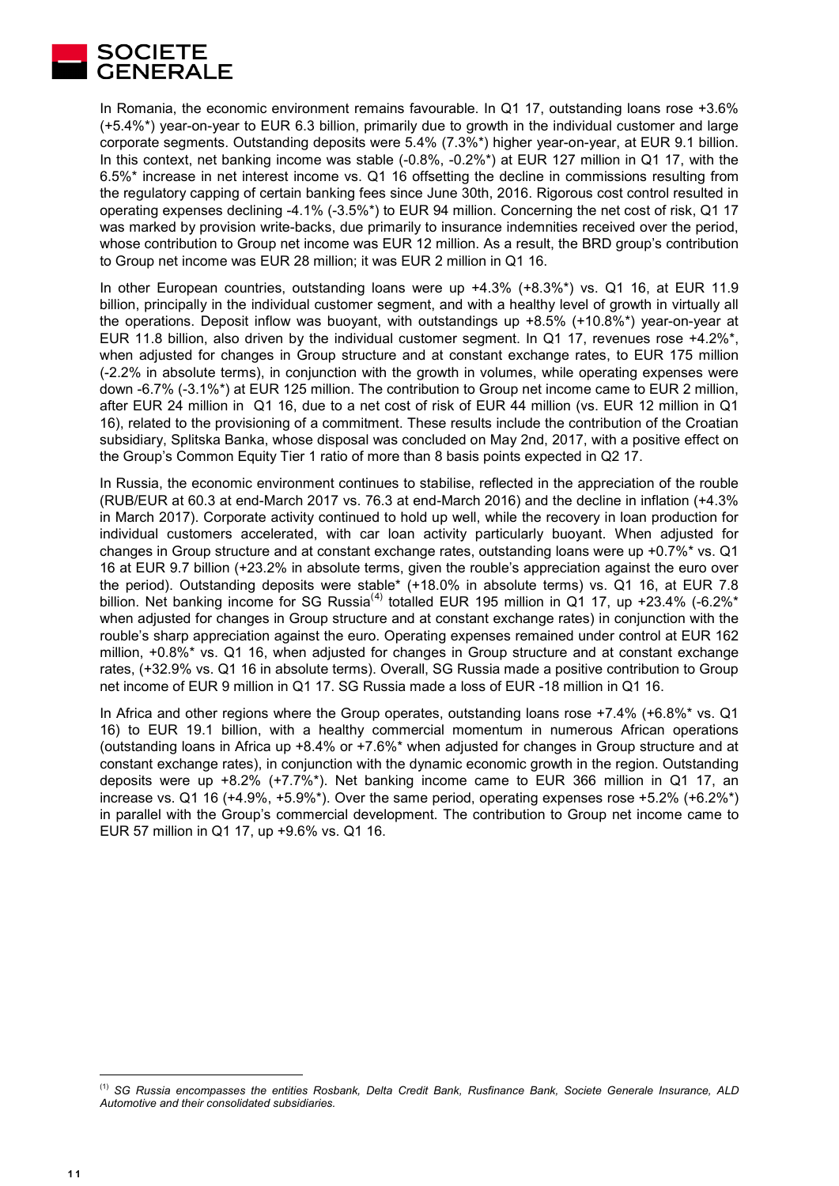In Romania, the economic environment remains favourable. In Q1 17, outstanding loans rose +3.6% (+5.4%*) year-on-year to EUR 6.3 billion, primarily due to growth in the individual customer and large corporate segments. Outstanding deposits were 5.4% (7.3%*) higher year-on-year, at EUR 9.1 billion. In this context, net banking income was stable (-0.8%, -0.2%*) at EUR 127 million in Q1 17, with the 6.5%* increase in net interest income vs. Q1 16 offsetting the decline in commissions resulting from the regulatory capping of certain banking fees since June 30th, 2016. Rigorous cost control resulted in operating expenses declining -4.1% (-3.5%*) to EUR 94 million. Concerning the net cost of risk, Q1 17 was marked by provision write-backs, due primarily to insurance indemnities received over the period, whose contribution to Group net income was EUR 12 million. As a result, the BRD group's contribution to Group net income was EUR 28 million; it was EUR 2 million in Q1 16.

In other European countries, outstanding loans were up +4.3% (+8.3%*) vs. Q1 16, at EUR 11.9 billion, principally in the individual customer segment, and with a healthy level of growth in virtually all the operations. Deposit inflow was buoyant, with outstandings up +8.5% (+10.8%*) year-on-year at EUR 11.8 billion, also driven by the individual customer segment. In Q1 17, revenues rose +4.2%*, when adjusted for changes in Group structure and at constant exchange rates, to EUR 175 million (-2.2% in absolute terms), in conjunction with the growth in volumes, while operating expenses were down -6.7% (-3.1%*) at EUR 125 million. The contribution to Group net income came to EUR 2 million, after EUR 24 million in Q1 16, due to a net cost of risk of EUR 44 million (vs. EUR 12 million in Q1 16), related to the provisioning of a commitment. These results include the contribution of the Croatian subsidiary, Splitska Banka, whose disposal was concluded on May 2nd, 2017, with a positive effect on the Group's Common Equity Tier 1 ratio of more than 8 basis points expected in Q2 17.

In Russia, the economic environment continues to stabilise, reflected in the appreciation of the rouble (RUB/EUR at 60.3 at end-March 2017 vs. 76.3 at end-March 2016) and the decline in inflation (+4.3% in March 2017). Corporate activity continued to hold up well, while the recovery in loan production for individual customers accelerated, with car loan activity particularly buoyant. When adjusted for changes in Group structure and at constant exchange rates, outstanding loans were up +0.7%* vs. Q1 16 at EUR 9.7 billion (+23.2% in absolute terms, given the rouble's appreciation against the euro over the period). Outstanding deposits were stable* (+18.0% in absolute terms) vs. Q1 16, at EUR 7.8 billion. Net banking income for SG Russia[4] totalled EUR 195 million in Q1 17, up +23.4% (-6.2%* when adjusted for changes in Group structure and at constant exchange rates) in conjunction with the rouble's sharp appreciation against the euro. Operating expenses remained under control at EUR 162 million, +0.8%* vs. Q1 16, when adjusted for changes in Group structure and at constant exchange rates, (+32.9% vs. Q1 16 in absolute terms). Overall, SG Russia made a positive contribution to Group net income of EUR 9 million in Q1 17. SG Russia made a loss of EUR -18 million in Q1 16.

In Africa and other regions where the Group operates, outstanding loans rose +7.4% (+6.8%* vs. Q1 16) to EUR 19.1 billion, with a healthy commercial momentum in numerous African operations (outstanding loans in Africa up +8.4% or +7.6%* when adjusted for changes in Group structure and at constant exchange rates), in conjunction with the dynamic economic growth in the region. Outstanding deposits were up +8.2% (+7.7%*). Net banking income came to EUR 366 million in Q1 17, an increase vs. Q1 16 (+4.9%, +5.9%*). Over the same period, operating expenses rose +5.2% (+6.2%*) in parallel with the Group's commercial development. The contribution to Group net income came to EUR 57 million in Q1 17, up +9.6% vs. Q1 16.

---

[1] *SG Russia encompasses the entities Rosbank, Delta Credit Bank, Rusfinance Bank, Societe Generale Insurance, ALD Automotive and their consolidated subsidiaries.*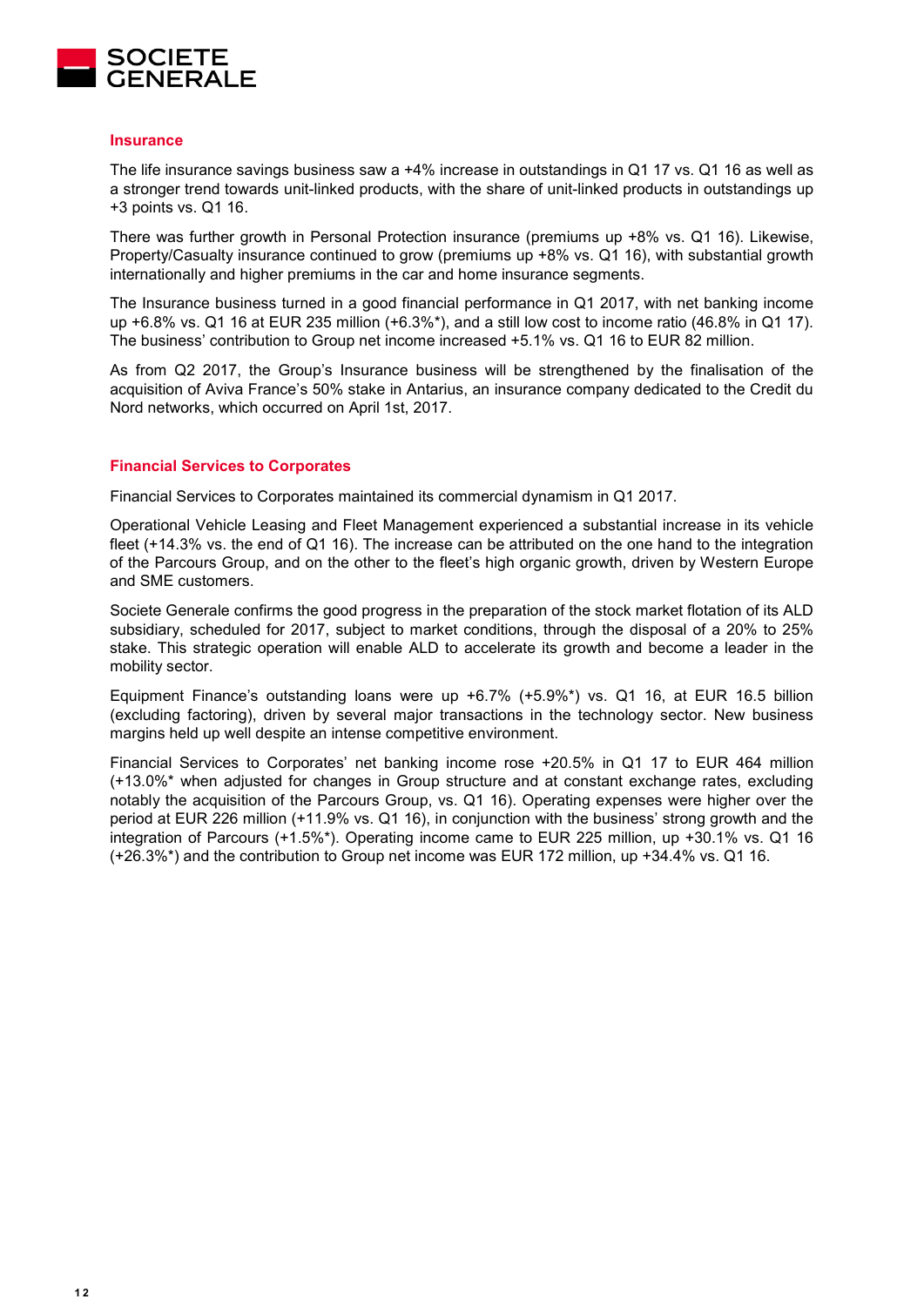### Insurance

The life insurance savings business saw a +4% increase in outstandings in Q1 17 vs. Q1 16 as well as a stronger trend towards unit-linked products, with the share of unit-linked products in outstandings up +3 points vs. Q1 16.

There was further growth in Personal Protection insurance (premiums up +8% vs. Q1 16). Likewise, Property/Casualty insurance continued to grow (premiums up +8% vs. Q1 16), with substantial growth internationally and higher premiums in the car and home insurance segments.

The Insurance business turned in a good financial performance in Q1 2017, with net banking income up +6.8% vs. Q1 16 at EUR 235 million (+6.3%*), and a still low cost to income ratio (46.8% in Q1 17). The business' contribution to Group net income increased +5.1% vs. Q1 16 to EUR 82 million.

As from Q2 2017, the Group's Insurance business will be strengthened by the finalisation of the acquisition of Aviva France's 50% stake in Antarius, an insurance company dedicated to the Credit du Nord networks, which occurred on April 1st, 2017.

### Financial Services to Corporates

Financial Services to Corporates maintained its commercial dynamism in Q1 2017.

Operational Vehicle Leasing and Fleet Management experienced a substantial increase in its vehicle fleet (+14.3% vs. the end of Q1 16). The increase can be attributed on the one hand to the integration of the Parcours Group, and on the other to the fleet's high organic growth, driven by Western Europe and SME customers.

Societe Generale confirms the good progress in the preparation of the stock market flotation of its ALD subsidiary, scheduled for 2017, subject to market conditions, through the disposal of a 20% to 25% stake. This strategic operation will enable ALD to accelerate its growth and become a leader in the mobility sector.

Equipment Finance's outstanding loans were up +6.7% (+5.9%*) vs. Q1 16, at EUR 16.5 billion (excluding factoring), driven by several major transactions in the technology sector. New business margins held up well despite an intense competitive environment.

Financial Services to Corporates' net banking income rose +20.5% in Q1 17 to EUR 464 million (+13.0%* when adjusted for changes in Group structure and at constant exchange rates, excluding notably the acquisition of the Parcours Group, vs. Q1 16). Operating expenses were higher over the period at EUR 226 million (+11.9% vs. Q1 16), in conjunction with the business' strong growth and the integration of Parcours (+1.5%*). Operating income came to EUR 225 million, up +30.1% vs. Q1 16 (+26.3%*) and the contribution to Group net income was EUR 172 million, up +34.4% vs. Q1 16.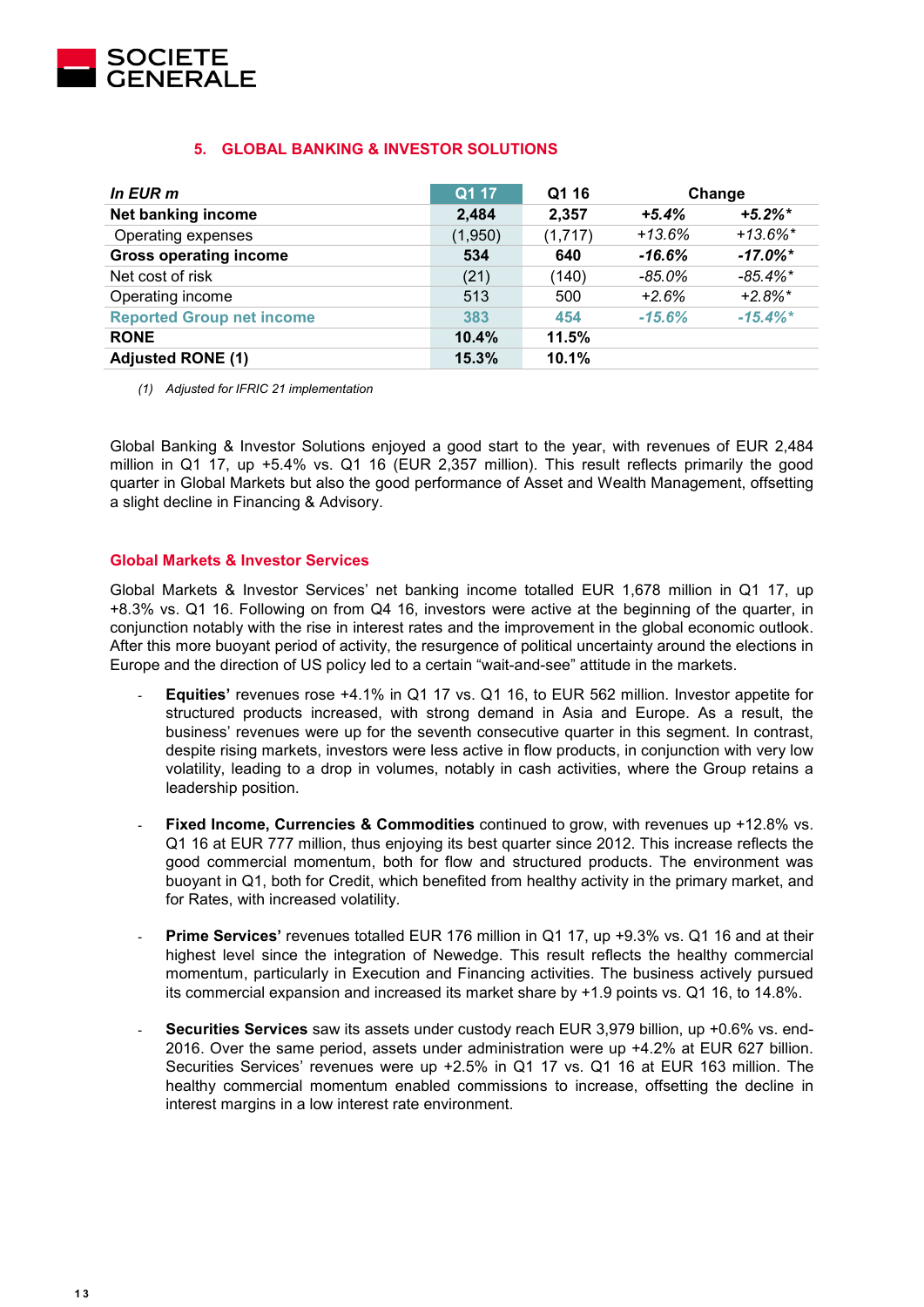## 5. GLOBAL BANKING & INVESTOR SOLUTIONS

| *In EUR m* | Q1 17 | Q1 16 | Change | |
|---|---|---|---|---|
| **Net banking income** | **2,484** | **2,357** | ***+5.4%*** | ***+5.2%**** |
| Operating expenses | (1,950) | (1,717) | *+13.6%* | *+13.6%** |
| **Gross operating income** | **534** | **640** | ***-16.6%*** | ***-17.0%**** |
| Net cost of risk | (21) | (140) | *-85.0%* | *-85.4%** |
| Operating income | 513 | 500 | *+2.6%* | *+2.8%** |
| **Reported Group net income** | **383** | **454** | ***-15.6%*** | ***-15.4%**** |
| **RONE** | **10.4%** | **11.5%** | | |
| **Adjusted RONE (1)** | **15.3%** | **10.1%** | | |

*(1) Adjusted for IFRIC 21 implementation*

Global Banking & Investor Solutions enjoyed a good start to the year, with revenues of EUR 2,484 million in Q1 17, up +5.4% vs. Q1 16 (EUR 2,357 million). This result reflects primarily the good quarter in Global Markets but also the good performance of Asset and Wealth Management, offsetting a slight decline in Financing & Advisory.

### Global Markets & Investor Services

Global Markets & Investor Services' net banking income totalled EUR 1,678 million in Q1 17, up +8.3% vs. Q1 16. Following on from Q4 16, investors were active at the beginning of the quarter, in conjunction notably with the rise in interest rates and the improvement in the global economic outlook. After this more buoyant period of activity, the resurgence of political uncertainty around the elections in Europe and the direction of US policy led to a certain "wait-and-see" attitude in the markets.

- **Equities'** revenues rose +4.1% in Q1 17 vs. Q1 16, to EUR 562 million. Investor appetite for structured products increased, with strong demand in Asia and Europe. As a result, the business' revenues were up for the seventh consecutive quarter in this segment. In contrast, despite rising markets, investors were less active in flow products, in conjunction with very low volatility, leading to a drop in volumes, notably in cash activities, where the Group retains a leadership position.

- **Fixed Income, Currencies & Commodities** continued to grow, with revenues up +12.8% vs. Q1 16 at EUR 777 million, thus enjoying its best quarter since 2012. This increase reflects the good commercial momentum, both for flow and structured products. The environment was buoyant in Q1, both for Credit, which benefited from healthy activity in the primary market, and for Rates, with increased volatility.

- **Prime Services'** revenues totalled EUR 176 million in Q1 17, up +9.3% vs. Q1 16 and at their highest level since the integration of Newedge. This result reflects the healthy commercial momentum, particularly in Execution and Financing activities. The business actively pursued its commercial expansion and increased its market share by +1.9 points vs. Q1 16, to 14.8%.

- **Securities Services** saw its assets under custody reach EUR 3,979 billion, up +0.6% vs. end-2016. Over the same period, assets under administration were up +4.2% at EUR 627 billion. Securities Services' revenues were up +2.5% in Q1 17 vs. Q1 16 at EUR 163 million. The healthy commercial momentum enabled commissions to increase, offsetting the decline in interest margins in a low interest rate environment.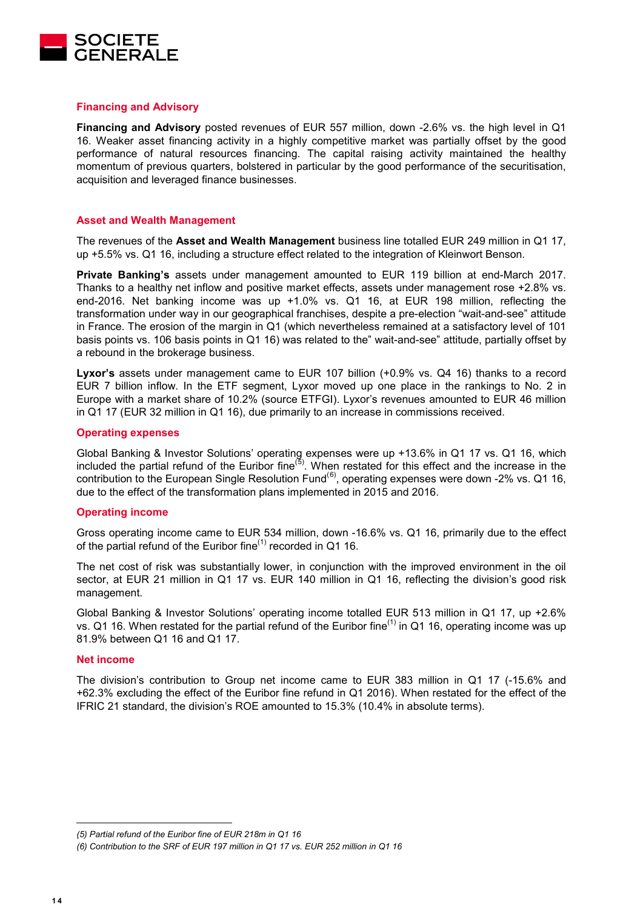### Financing and Advisory

**Financing and Advisory** posted revenues of EUR 557 million, down -2.6% vs. the high level in Q1 16. Weaker asset financing activity in a highly competitive market was partially offset by the good performance of natural resources financing. The capital raising activity maintained the healthy momentum of previous quarters, bolstered in particular by the good performance of the securitisation, acquisition and leveraged finance businesses.

### Asset and Wealth Management

The revenues of the **Asset and Wealth Management** business line totalled EUR 249 million in Q1 17, up +5.5% vs. Q1 16, including a structure effect related to the integration of Kleinwort Benson.

**Private Banking's** assets under management amounted to EUR 119 billion at end-March 2017. Thanks to a healthy net inflow and positive market effects, assets under management rose +2.8% vs. end-2016. Net banking income was up +1.0% vs. Q1 16, at EUR 198 million, reflecting the transformation under way in our geographical franchises, despite a pre-election "wait-and-see" attitude in France. The erosion of the margin in Q1 (which nevertheless remained at a satisfactory level of 101 basis points vs. 106 basis points in Q1 16) was related to the" wait-and-see" attitude, partially offset by a rebound in the brokerage business.

**Lyxor's** assets under management came to EUR 107 billion (+0.9% vs. Q4 16) thanks to a record EUR 7 billion inflow. In the ETF segment, Lyxor moved up one place in the rankings to No. 2 in Europe with a market share of 10.2% (source ETFGI). Lyxor's revenues amounted to EUR 46 million in Q1 17 (EUR 32 million in Q1 16), due primarily to an increase in commissions received.

### Operating expenses

Global Banking & Investor Solutions' operating expenses were up +13.6% in Q1 17 vs. Q1 16, which included the partial refund of the Euribor fine[5]. When restated for this effect and the increase in the contribution to the European Single Resolution Fund[6], operating expenses were down -2% vs. Q1 16, due to the effect of the transformation plans implemented in 2015 and 2016.

### Operating income

Gross operating income came to EUR 534 million, down -16.6% vs. Q1 16, primarily due to the effect of the partial refund of the Euribor fine[1] recorded in Q1 16.

The net cost of risk was substantially lower, in conjunction with the improved environment in the oil sector, at EUR 21 million in Q1 17 vs. EUR 140 million in Q1 16, reflecting the division's good risk management.

Global Banking & Investor Solutions' operating income totalled EUR 513 million in Q1 17, up +2.6% vs. Q1 16. When restated for the partial refund of the Euribor fine[1] in Q1 16, operating income was up 81.9% between Q1 16 and Q1 17.

### Net income

The division's contribution to Group net income came to EUR 383 million in Q1 17 (-15.6% and +62.3% excluding the effect of the Euribor fine refund in Q1 2016). When restated for the effect of the IFRIC 21 standard, the division's ROE amounted to 15.3% (10.4% in absolute terms).

---

*(5) Partial refund of the Euribor fine of EUR 218m in Q1 16*

*(6) Contribution to the SRF of EUR 197 million in Q1 17 vs. EUR 252 million in Q1 16*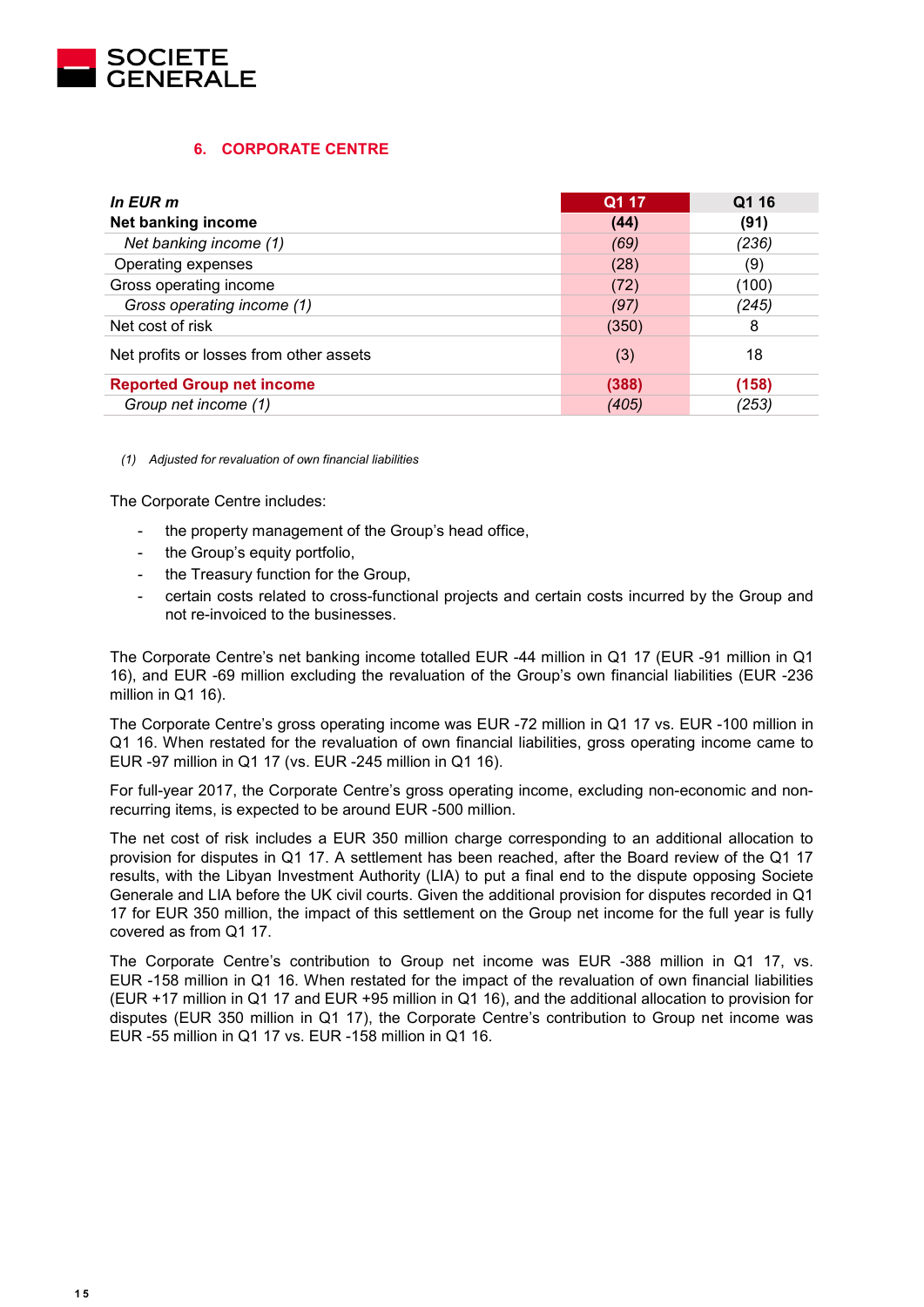## 6. CORPORATE CENTRE

| *In EUR m* | Q1 17 | Q1 16 |
|---|---|---|
| **Net banking income** | **(44)** | **(91)** |
| *Net banking income (1)* | *(69)* | *(236)* |
| Operating expenses | (28) | (9) |
| Gross operating income | (72) | (100) |
| *Gross operating income (1)* | *(97)* | *(245)* |
| Net cost of risk | (350) | 8 |
| Net profits or losses from other assets | (3) | 18 |
| **Reported Group net income** | **(388)** | **(158)** |
| *Group net income (1)* | *(405)* | *(253)* |

*(1) Adjusted for revaluation of own financial liabilities*

The Corporate Centre includes:

- the property management of the Group's head office,
- the Group's equity portfolio,
- the Treasury function for the Group,
- certain costs related to cross-functional projects and certain costs incurred by the Group and not re-invoiced to the businesses.

The Corporate Centre's net banking income totalled EUR -44 million in Q1 17 (EUR -91 million in Q1 16), and EUR -69 million excluding the revaluation of the Group's own financial liabilities (EUR -236 million in Q1 16).

The Corporate Centre's gross operating income was EUR -72 million in Q1 17 vs. EUR -100 million in Q1 16. When restated for the revaluation of own financial liabilities, gross operating income came to EUR -97 million in Q1 17 (vs. EUR -245 million in Q1 16).

For full-year 2017, the Corporate Centre's gross operating income, excluding non-economic and non-recurring items, is expected to be around EUR -500 million.

The net cost of risk includes a EUR 350 million charge corresponding to an additional allocation to provision for disputes in Q1 17. A settlement has been reached, after the Board review of the Q1 17 results, with the Libyan Investment Authority (LIA) to put a final end to the dispute opposing Societe Generale and LIA before the UK civil courts. Given the additional provision for disputes recorded in Q1 17 for EUR 350 million, the impact of this settlement on the Group net income for the full year is fully covered as from Q1 17.

The Corporate Centre's contribution to Group net income was EUR -388 million in Q1 17, vs. EUR -158 million in Q1 16. When restated for the impact of the revaluation of own financial liabilities (EUR +17 million in Q1 17 and EUR +95 million in Q1 16), and the additional allocation to provision for disputes (EUR 350 million in Q1 17), the Corporate Centre's contribution to Group net income was EUR -55 million in Q1 17 vs. EUR -158 million in Q1 16.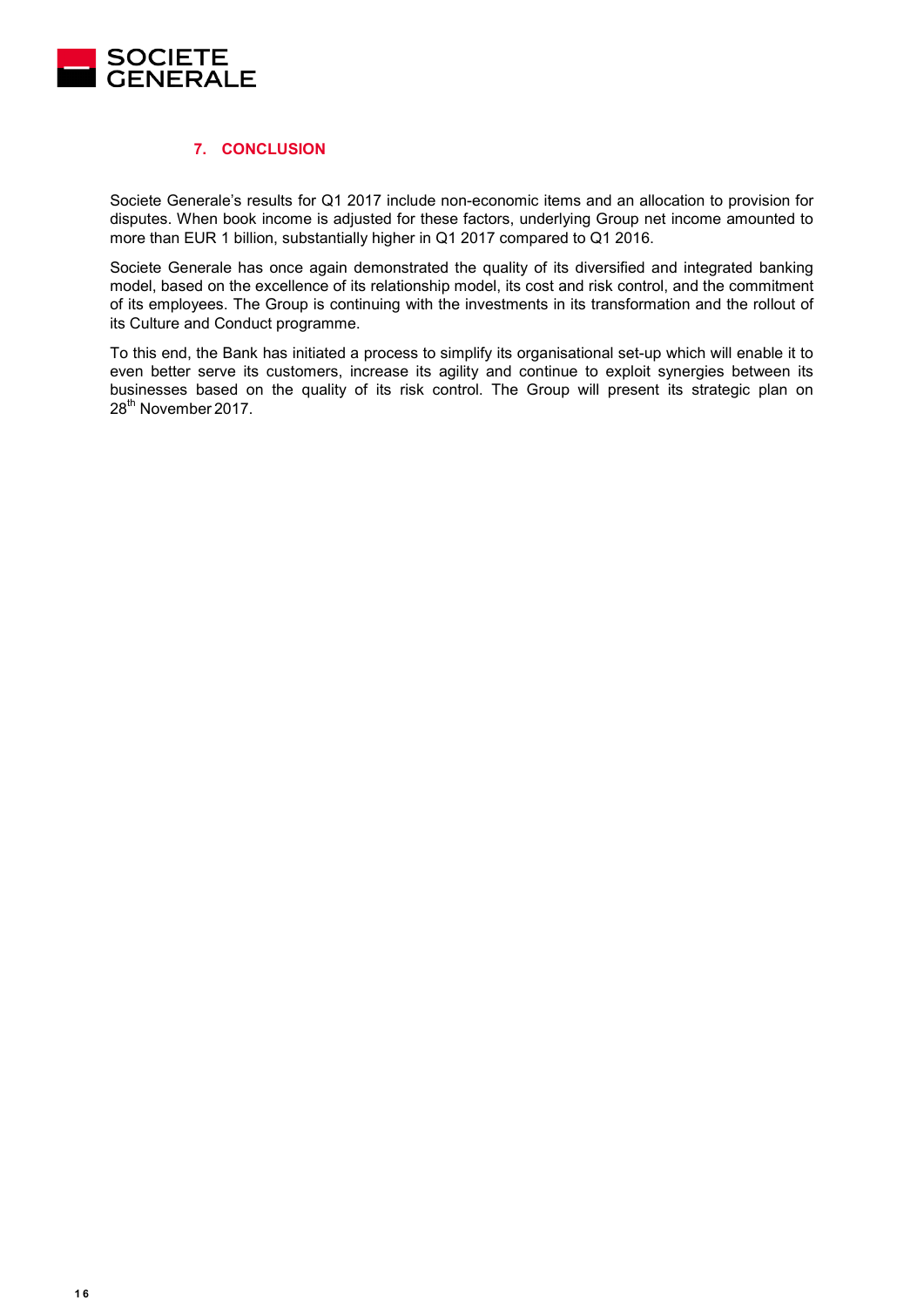## 7. CONCLUSION

Societe Generale's results for Q1 2017 include non-economic items and an allocation to provision for disputes. When book income is adjusted for these factors, underlying Group net income amounted to more than EUR 1 billion, substantially higher in Q1 2017 compared to Q1 2016.

Societe Generale has once again demonstrated the quality of its diversified and integrated banking model, based on the excellence of its relationship model, its cost and risk control, and the commitment of its employees. The Group is continuing with the investments in its transformation and the rollout of its Culture and Conduct programme.

To this end, the Bank has initiated a process to simplify its organisational set-up which will enable it to even better serve its customers, increase its agility and continue to exploit synergies between its businesses based on the quality of its risk control. The Group will present its strategic plan on 28th November 2017.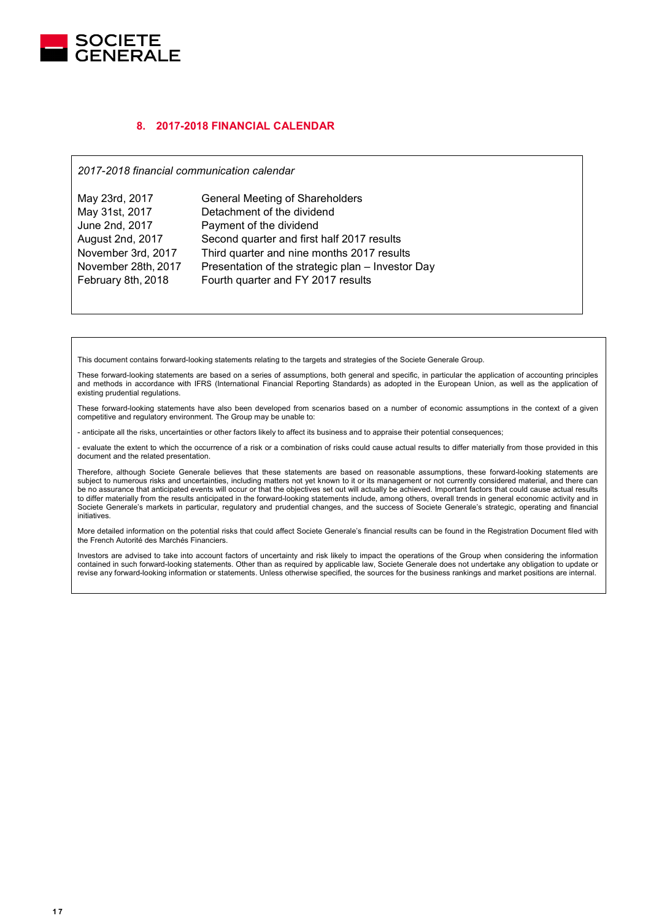## 8. 2017-2018 FINANCIAL CALENDAR

*2017-2018 financial communication calendar*

| | |
|---|---|
| May 23rd, 2017 | General Meeting of Shareholders |
| May 31st, 2017 | Detachment of the dividend |
| June 2nd, 2017 | Payment of the dividend |
| August 2nd, 2017 | Second quarter and first half 2017 results |
| November 3rd, 2017 | Third quarter and nine months 2017 results |
| November 28th, 2017 | Presentation of the strategic plan – Investor Day |
| February 8th, 2018 | Fourth quarter and FY 2017 results |

This document contains forward-looking statements relating to the targets and strategies of the Societe Generale Group.

These forward-looking statements are based on a series of assumptions, both general and specific, in particular the application of accounting principles and methods in accordance with IFRS (International Financial Reporting Standards) as adopted in the European Union, as well as the application of existing prudential regulations.

These forward-looking statements have also been developed from scenarios based on a number of economic assumptions in the context of a given competitive and regulatory environment. The Group may be unable to:

- anticipate all the risks, uncertainties or other factors likely to affect its business and to appraise their potential consequences;

- evaluate the extent to which the occurrence of a risk or a combination of risks could cause actual results to differ materially from those provided in this document and the related presentation.

Therefore, although Societe Generale believes that these statements are based on reasonable assumptions, these forward-looking statements are subject to numerous risks and uncertainties, including matters not yet known to it or its management or not currently considered material, and there can be no assurance that anticipated events will occur or that the objectives set out will actually be achieved. Important factors that could cause actual results to differ materially from the results anticipated in the forward-looking statements include, among others, overall trends in general economic activity and in Societe Generale's markets in particular, regulatory and prudential changes, and the success of Societe Generale's strategic, operating and financial initiatives.

More detailed information on the potential risks that could affect Societe Generale's financial results can be found in the Registration Document filed with the French Autorité des Marchés Financiers.

Investors are advised to take into account factors of uncertainty and risk likely to impact the operations of the Group when considering the information contained in such forward-looking statements. Other than as required by applicable law, Societe Generale does not undertake any obligation to update or revise any forward-looking information or statements. Unless otherwise specified, the sources for the business rankings and market positions are internal.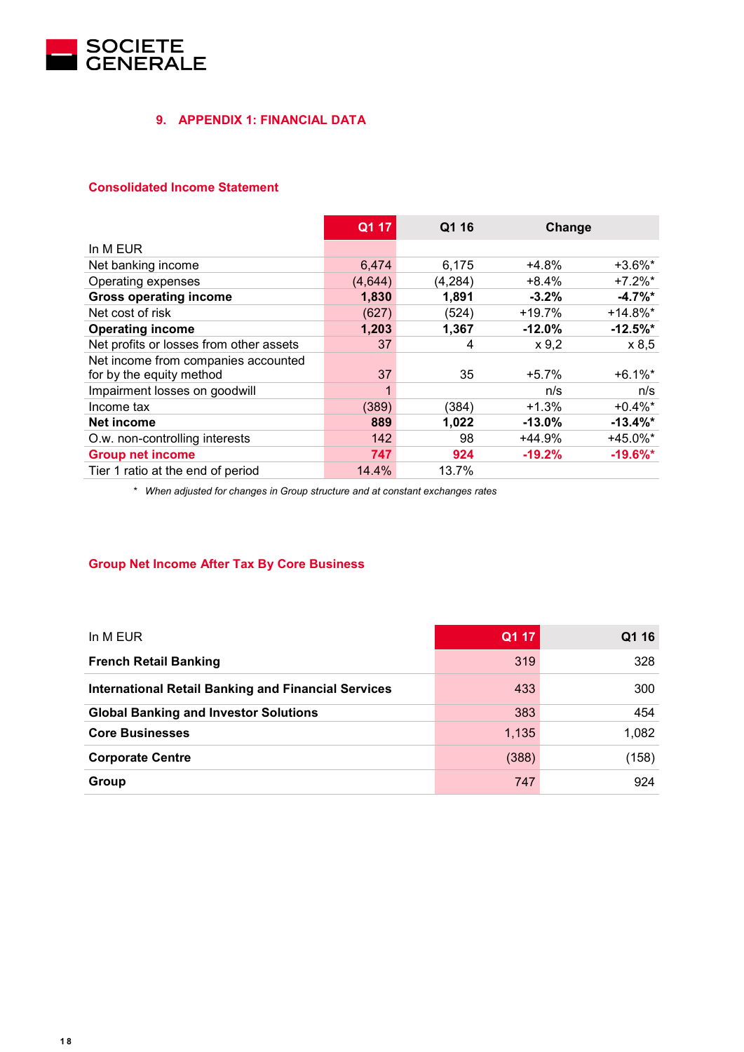## 9. APPENDIX 1: FINANCIAL DATA

### Consolidated Income Statement

| In M EUR | Q1 17 | Q1 16 | Change | |
|---|---|---|---|---|
| Net banking income | 6,474 | 6,175 | +4.8% | +3.6%* |
| Operating expenses | (4,644) | (4,284) | +8.4% | +7.2%* |
| **Gross operating income** | **1,830** | **1,891** | **-3.2%** | **-4.7%*** |
| Net cost of risk | (627) | (524) | +19.7% | +14.8%* |
| **Operating income** | **1,203** | **1,367** | **-12.0%** | **-12.5%*** |
| Net profits or losses from other assets | 37 | 4 | x 9,2 | x 8,5 |
| Net income from companies accounted for by the equity method | 37 | 35 | +5.7% | +6.1%* |
| Impairment losses on goodwill | 1 | | n/s | n/s |
| Income tax | (389) | (384) | +1.3% | +0.4%* |
| **Net income** | **889** | **1,022** | **-13.0%** | **-13.4%*** |
| O.w. non-controlling interests | 142 | 98 | +44.9% | +45.0%* |
| **Group net income** | **747** | **924** | **-19.2%** | **-19.6%*** |
| Tier 1 ratio at the end of period | 14.4% | 13.7% | | |

\* *When adjusted for changes in Group structure and at constant exchanges rates*

### Group Net Income After Tax By Core Business

| In M EUR | Q1 17 | Q1 16 |
|---|---|---|
| **French Retail Banking** | 319 | 328 |
| **International Retail Banking and Financial Services** | 433 | 300 |
| **Global Banking and Investor Solutions** | 383 | 454 |
| **Core Businesses** | 1,135 | 1,082 |
| **Corporate Centre** | (388) | (158) |
| **Group** | 747 | 924 |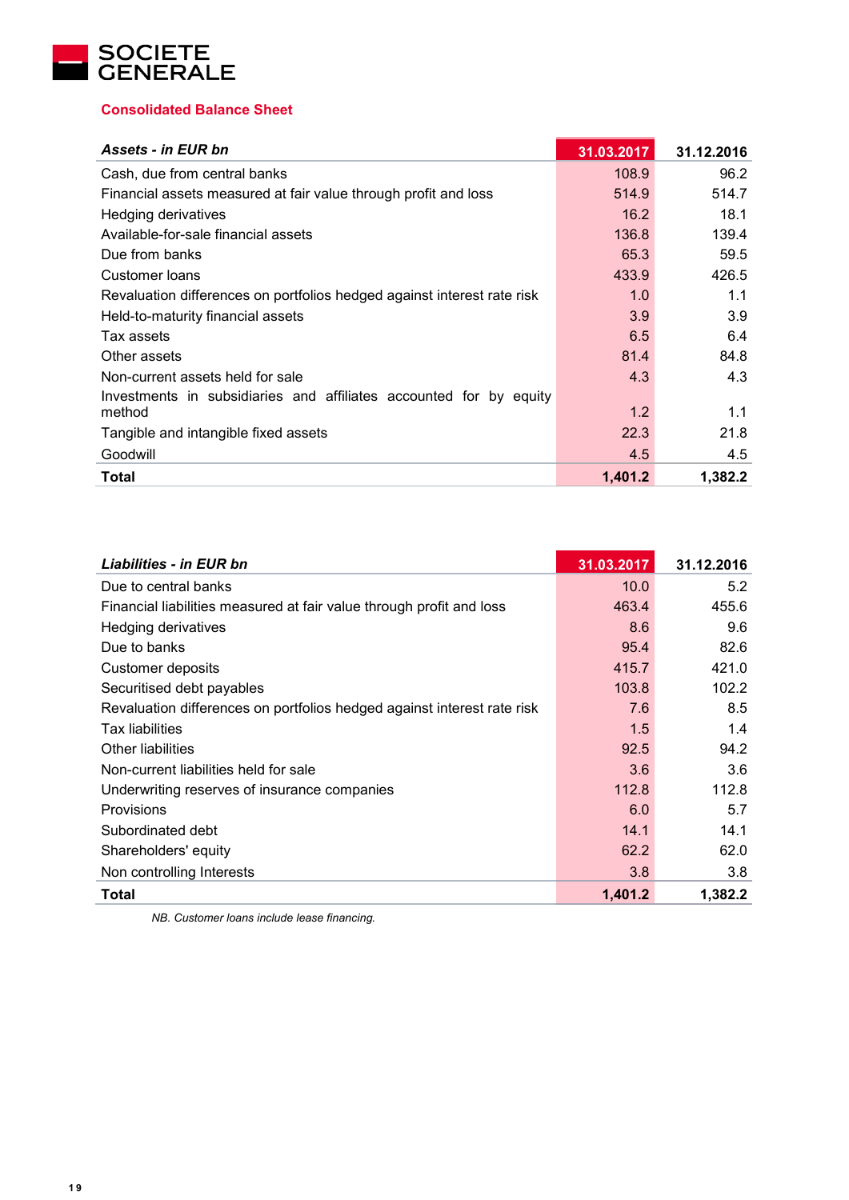SOCIETE GENERALE

## Consolidated Balance Sheet

| *Assets - in EUR bn* | 31.03.2017 | 31.12.2016 |
|---|---|---|
| Cash, due from central banks | 108.9 | 96.2 |
| Financial assets measured at fair value through profit and loss | 514.9 | 514.7 |
| Hedging derivatives | 16.2 | 18.1 |
| Available-for-sale financial assets | 136.8 | 139.4 |
| Due from banks | 65.3 | 59.5 |
| Customer loans | 433.9 | 426.5 |
| Revaluation differences on portfolios hedged against interest rate risk | 1.0 | 1.1 |
| Held-to-maturity financial assets | 3.9 | 3.9 |
| Tax assets | 6.5 | 6.4 |
| Other assets | 81.4 | 84.8 |
| Non-current assets held for sale | 4.3 | 4.3 |
| Investments in subsidiaries and affiliates accounted for by equity method | 1.2 | 1.1 |
| Tangible and intangible fixed assets | 22.3 | 21.8 |
| Goodwill | 4.5 | 4.5 |
| **Total** | **1,401.2** | **1,382.2** |

| *Liabilities - in EUR bn* | 31.03.2017 | 31.12.2016 |
|---|---|---|
| Due to central banks | 10.0 | 5.2 |
| Financial liabilities measured at fair value through profit and loss | 463.4 | 455.6 |
| Hedging derivatives | 8.6 | 9.6 |
| Due to banks | 95.4 | 82.6 |
| Customer deposits | 415.7 | 421.0 |
| Securitised debt payables | 103.8 | 102.2 |
| Revaluation differences on portfolios hedged against interest rate risk | 7.6 | 8.5 |
| Tax liabilities | 1.5 | 1.4 |
| Other liabilities | 92.5 | 94.2 |
| Non-current liabilities held for sale | 3.6 | 3.6 |
| Underwriting reserves of insurance companies | 112.8 | 112.8 |
| Provisions | 6.0 | 5.7 |
| Subordinated debt | 14.1 | 14.1 |
| Shareholders' equity | 62.2 | 62.0 |
| Non controlling Interests | 3.8 | 3.8 |
| **Total** | **1,401.2** | **1,382.2** |

*NB. Customer loans include lease financing.*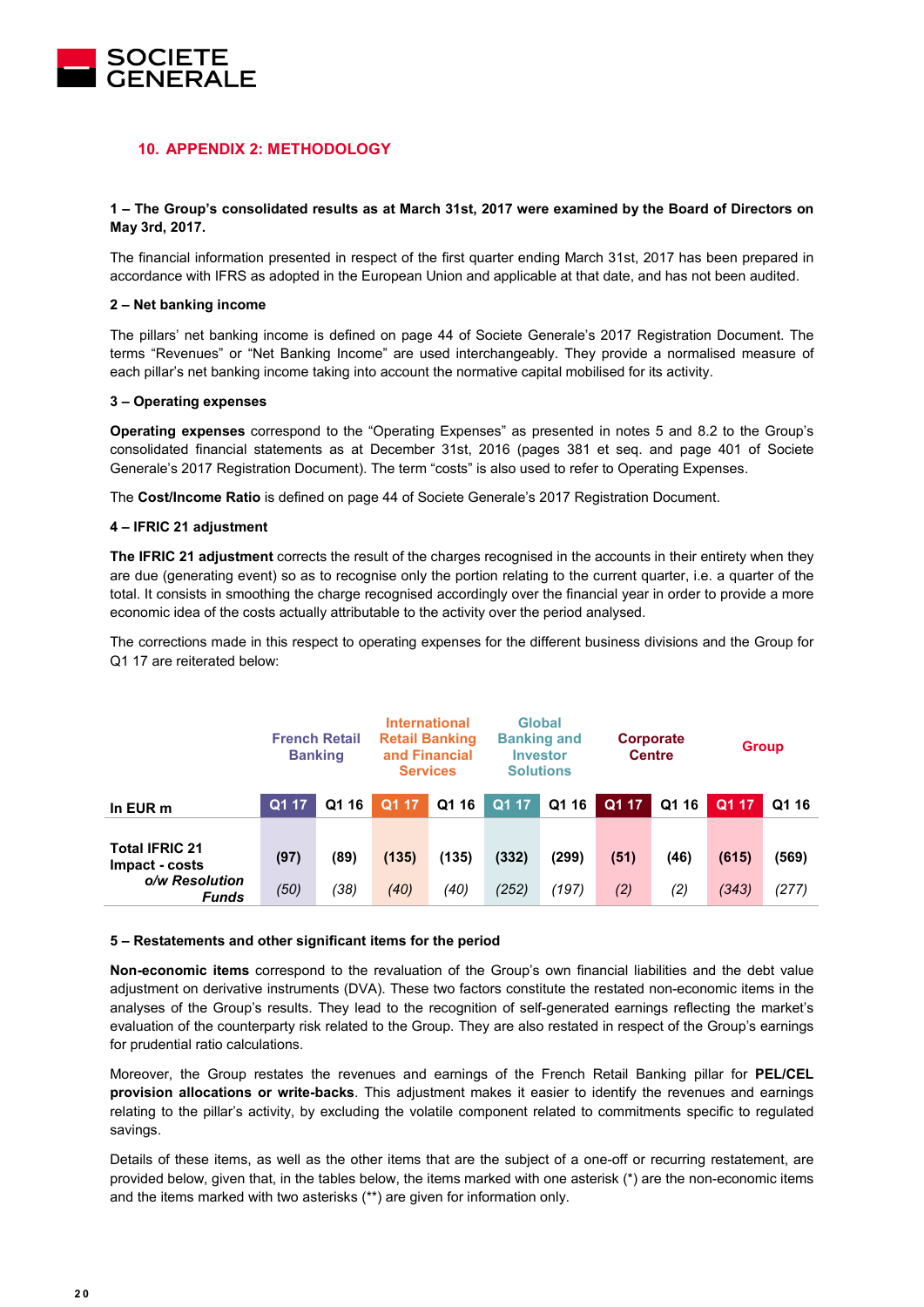## 10. APPENDIX 2: METHODOLOGY

**1 – The Group's consolidated results as at March 31st, 2017 were examined by the Board of Directors on May 3rd, 2017.**

The financial information presented in respect of the first quarter ending March 31st, 2017 has been prepared in accordance with IFRS as adopted in the European Union and applicable at that date, and has not been audited.

**2 – Net banking income**

The pillars' net banking income is defined on page 44 of Societe Generale's 2017 Registration Document. The terms "Revenues" or "Net Banking Income" are used interchangeably. They provide a normalised measure of each pillar's net banking income taking into account the normative capital mobilised for its activity.

**3 – Operating expenses**

**Operating expenses** correspond to the "Operating Expenses" as presented in notes 5 and 8.2 to the Group's consolidated financial statements as at December 31st, 2016 (pages 381 et seq. and page 401 of Societe Generale's 2017 Registration Document). The term "costs" is also used to refer to Operating Expenses.

The **Cost/Income Ratio** is defined on page 44 of Societe Generale's 2017 Registration Document.

**4 – IFRIC 21 adjustment**

**The IFRIC 21 adjustment** corrects the result of the charges recognised in the accounts in their entirety when they are due (generating event) so as to recognise only the portion relating to the current quarter, i.e. a quarter of the total. It consists in smoothing the charge recognised accordingly over the financial year in order to provide a more economic idea of the costs actually attributable to the activity over the period analysed.

The corrections made in this respect to operating expenses for the different business divisions and the Group for Q1 17 are reiterated below:

| | French Retail Banking | | International Retail Banking and Financial Services | | Global Banking and Investor Solutions | | Corporate Centre | | Group | |
|---|---|---|---|---|---|---|---|---|---|---|
| **In EUR m** | **Q1 17** | **Q1 16** | **Q1 17** | **Q1 16** | **Q1 17** | **Q1 16** | **Q1 17** | **Q1 16** | **Q1 17** | **Q1 16** |
| **Total IFRIC 21 Impact - costs** | **(97)** | **(89)** | **(135)** | **(135)** | **(332)** | **(299)** | **(51)** | **(46)** | **(615)** | **(569)** |
| ***o/w Resolution Funds*** | *(50)* | *(38)* | *(40)* | *(40)* | *(252)* | *(197)* | *(2)* | *(2)* | *(343)* | *(277)* |

**5 – Restatements and other significant items for the period**

**Non-economic items** correspond to the revaluation of the Group's own financial liabilities and the debt value adjustment on derivative instruments (DVA). These two factors constitute the restated non-economic items in the analyses of the Group's results. They lead to the recognition of self-generated earnings reflecting the market's evaluation of the counterparty risk related to the Group. They are also restated in respect of the Group's earnings for prudential ratio calculations.

Moreover, the Group restates the revenues and earnings of the French Retail Banking pillar for **PEL/CEL provision allocations or write-backs**. This adjustment makes it easier to identify the revenues and earnings relating to the pillar's activity, by excluding the volatile component related to commitments specific to regulated savings.

Details of these items, as well as the other items that are the subject of a one-off or recurring restatement, are provided below, given that, in the tables below, the items marked with one asterisk (*) are the non-economic items and the items marked with two asterisks (**) are given for information only.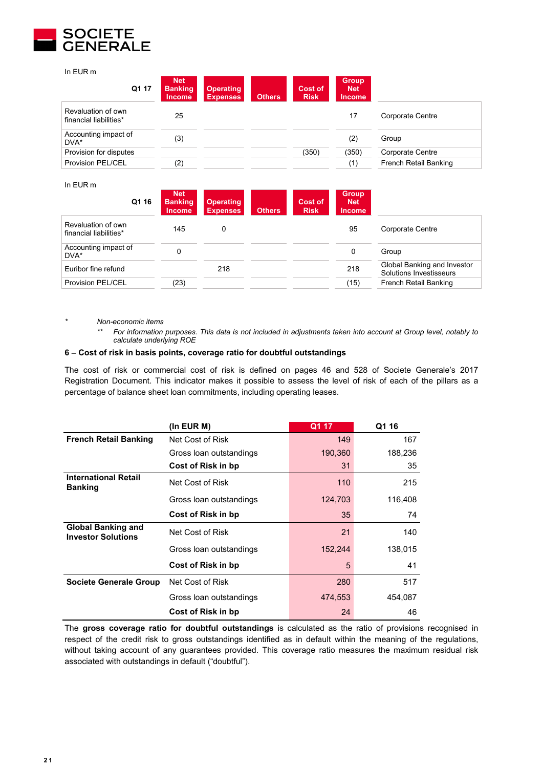In EUR m

| Q1 17 | Net Banking Income | Operating Expenses | Others | Cost of Risk | Group Net Income | |
|---|---|---|---|---|---|---|
| Revaluation of own financial liabilities* | 25 | | | | 17 | Corporate Centre |
| Accounting impact of DVA* | (3) | | | | (2) | Group |
| Provision for disputes | | | | (350) | (350) | Corporate Centre |
| Provision PEL/CEL | (2) | | | | (1) | French Retail Banking |

In EUR m

| Q1 16 | Net Banking Income | Operating Expenses | Others | Cost of Risk | Group Net Income | |
|---|---|---|---|---|---|---|
| Revaluation of own financial liabilities* | 145 | 0 | | | 95 | Corporate Centre |
| Accounting impact of DVA* | 0 | | | | 0 | Group |
| Euribor fine refund | | 218 | | | 218 | Global Banking and Investor Solutions Investisseurs |
| Provision PEL/CEL | (23) | | | | (15) | French Retail Banking |

\* *Non-economic items*

\*\* *For information purposes. This data is not included in adjustments taken into account at Group level, notably to calculate underlying ROE*

**6 – Cost of risk in basis points, coverage ratio for doubtful outstandings**

The cost of risk or commercial cost of risk is defined on pages 46 and 528 of Societe Generale's 2017 Registration Document. This indicator makes it possible to assess the level of risk of each of the pillars as a percentage of balance sheet loan commitments, including operating leases.

| | (In EUR M) | Q1 17 | Q1 16 |
|---|---|---|---|
| **French Retail Banking** | Net Cost of Risk | 149 | 167 |
| | Gross loan outstandings | 190,360 | 188,236 |
| | **Cost of Risk in bp** | 31 | 35 |
| **International Retail Banking** | Net Cost of Risk | 110 | 215 |
| | Gross loan outstandings | 124,703 | 116,408 |
| | **Cost of Risk in bp** | 35 | 74 |
| **Global Banking and Investor Solutions** | Net Cost of Risk | 21 | 140 |
| | Gross loan outstandings | 152,244 | 138,015 |
| | **Cost of Risk in bp** | 5 | 41 |
| **Societe Generale Group** | Net Cost of Risk | 280 | 517 |
| | Gross loan outstandings | 474,553 | 454,087 |
| | **Cost of Risk in bp** | 24 | 46 |

The **gross coverage ratio for doubtful outstandings** is calculated as the ratio of provisions recognised in respect of the credit risk to gross outstandings identified as in default within the meaning of the regulations, without taking account of any guarantees provided. This coverage ratio measures the maximum residual risk associated with outstandings in default ("doubtful").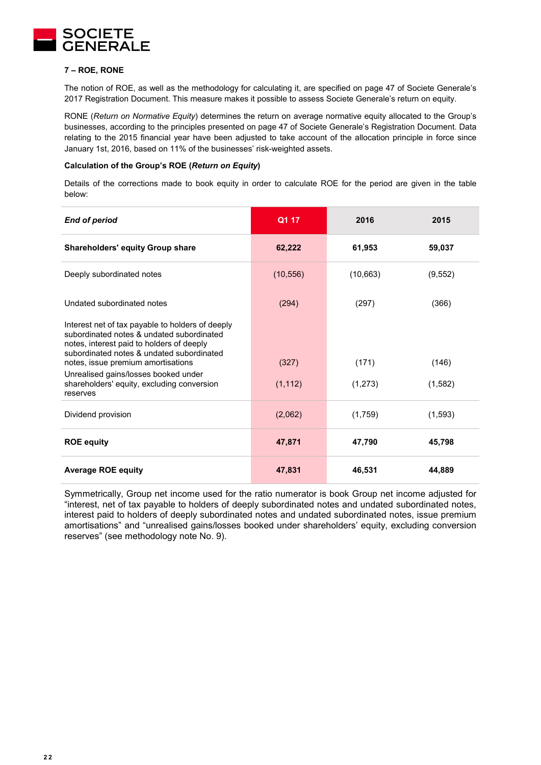### 7 – ROE, RONE

The notion of ROE, as well as the methodology for calculating it, are specified on page 47 of Societe Generale's 2017 Registration Document. This measure makes it possible to assess Societe Generale's return on equity.

RONE (*Return on Normative Equity*) determines the return on average normative equity allocated to the Group's businesses, according to the principles presented on page 47 of Societe Generale's Registration Document. Data relating to the 2015 financial year have been adjusted to take account of the allocation principle in force since January 1st, 2016, based on 11% of the businesses' risk-weighted assets.

**Calculation of the Group's ROE (*Return on Equity*)**

Details of the corrections made to book equity in order to calculate ROE for the period are given in the table below:

| *End of period* | Q1 17 | 2016 | 2015 |
|---|---|---|---|
| **Shareholders' equity Group share** | **62,222** | **61,953** | **59,037** |
| Deeply subordinated notes | (10,556) | (10,663) | (9,552) |
| Undated subordinated notes | (294) | (297) | (366) |
| Interest net of tax payable to holders of deeply subordinated notes & undated subordinated notes, interest paid to holders of deeply subordinated notes & undated subordinated notes, issue premium amortisations | (327) | (171) | (146) |
| Unrealised gains/losses booked under shareholders' equity, excluding conversion reserves | (1,112) | (1,273) | (1,582) |
| Dividend provision | (2,062) | (1,759) | (1,593) |
| **ROE equity** | **47,871** | **47,790** | **45,798** |
| **Average ROE equity** | **47,831** | **46,531** | **44,889** |

Symmetrically, Group net income used for the ratio numerator is book Group net income adjusted for "interest, net of tax payable to holders of deeply subordinated notes and undated subordinated notes, interest paid to holders of deeply subordinated notes and undated subordinated notes, issue premium amortisations" and "unrealised gains/losses booked under shareholders' equity, excluding conversion reserves" (see methodology note No. 9).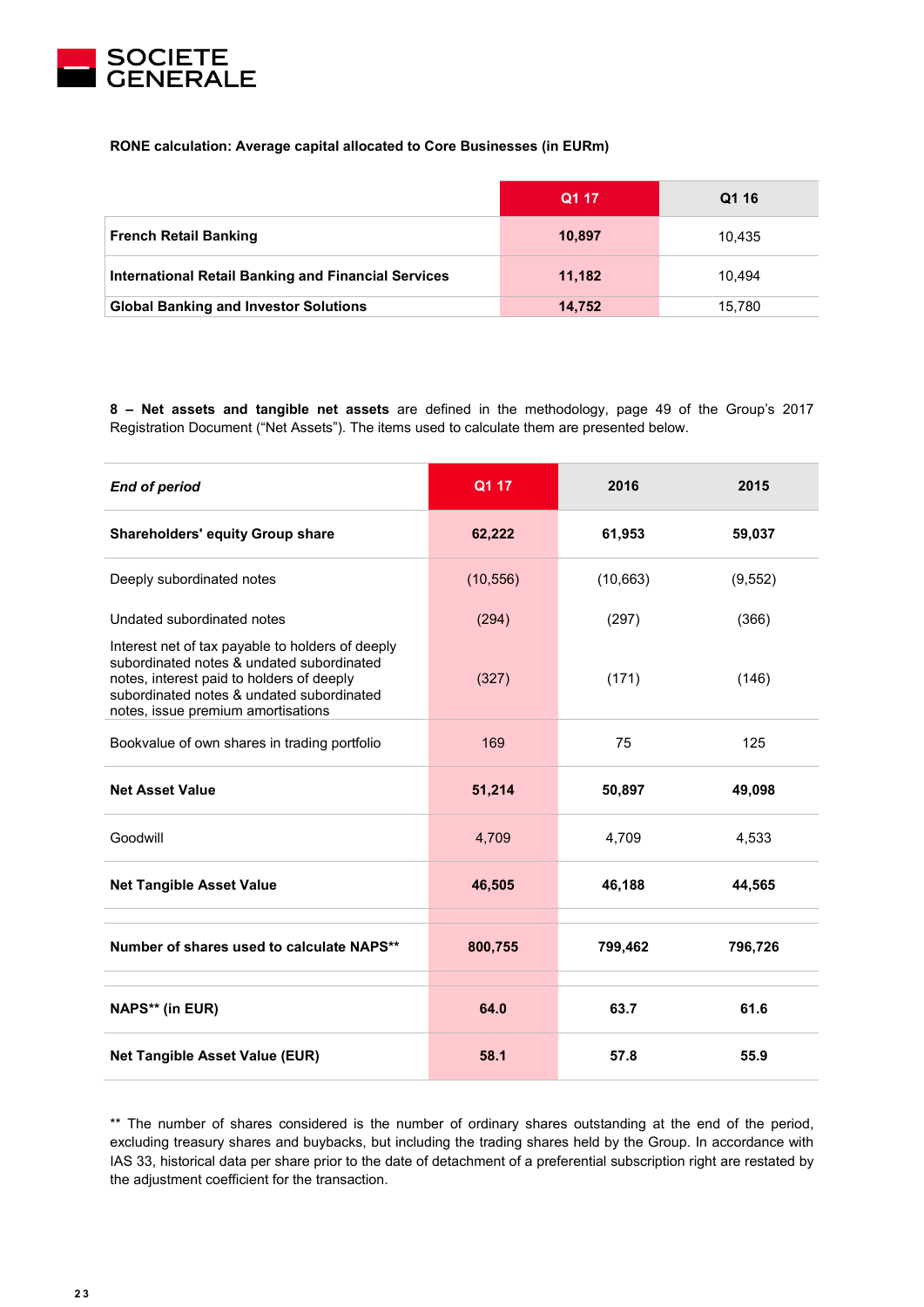**RONE calculation: Average capital allocated to Core Businesses (in EURm)**

| | Q1 17 | Q1 16 |
|---|---|---|
| **French Retail Banking** | **10,897** | 10,435 |
| **International Retail Banking and Financial Services** | **11,182** | 10,494 |
| **Global Banking and Investor Solutions** | **14,752** | 15,780 |

**8 – Net assets and tangible net assets** are defined in the methodology, page 49 of the Group's 2017 Registration Document ("Net Assets"). The items used to calculate them are presented below.

| *End of period* | Q1 17 | 2016 | 2015 |
|---|---|---|---|
| **Shareholders' equity Group share** | **62,222** | **61,953** | **59,037** |
| Deeply subordinated notes | (10,556) | (10,663) | (9,552) |
| Undated subordinated notes | (294) | (297) | (366) |
| Interest net of tax payable to holders of deeply subordinated notes & undated subordinated notes, interest paid to holders of deeply subordinated notes & undated subordinated notes, issue premium amortisations | (327) | (171) | (146) |
| Bookvalue of own shares in trading portfolio | 169 | 75 | 125 |
| **Net Asset Value** | **51,214** | **50,897** | **49,098** |
| Goodwill | 4,709 | 4,709 | 4,533 |
| **Net Tangible Asset Value** | **46,505** | **46,188** | **44,565** |
| **Number of shares used to calculate NAPS\*\*** | **800,755** | **799,462** | **796,726** |
| **NAPS\*\* (in EUR)** | **64.0** | **63.7** | **61.6** |
| **Net Tangible Asset Value (EUR)** | **58.1** | **57.8** | **55.9** |

** The number of shares considered is the number of ordinary shares outstanding at the end of the period, excluding treasury shares and buybacks, but including the trading shares held by the Group. In accordance with IAS 33, historical data per share prior to the date of detachment of a preferential subscription right are restated by the adjustment coefficient for the transaction.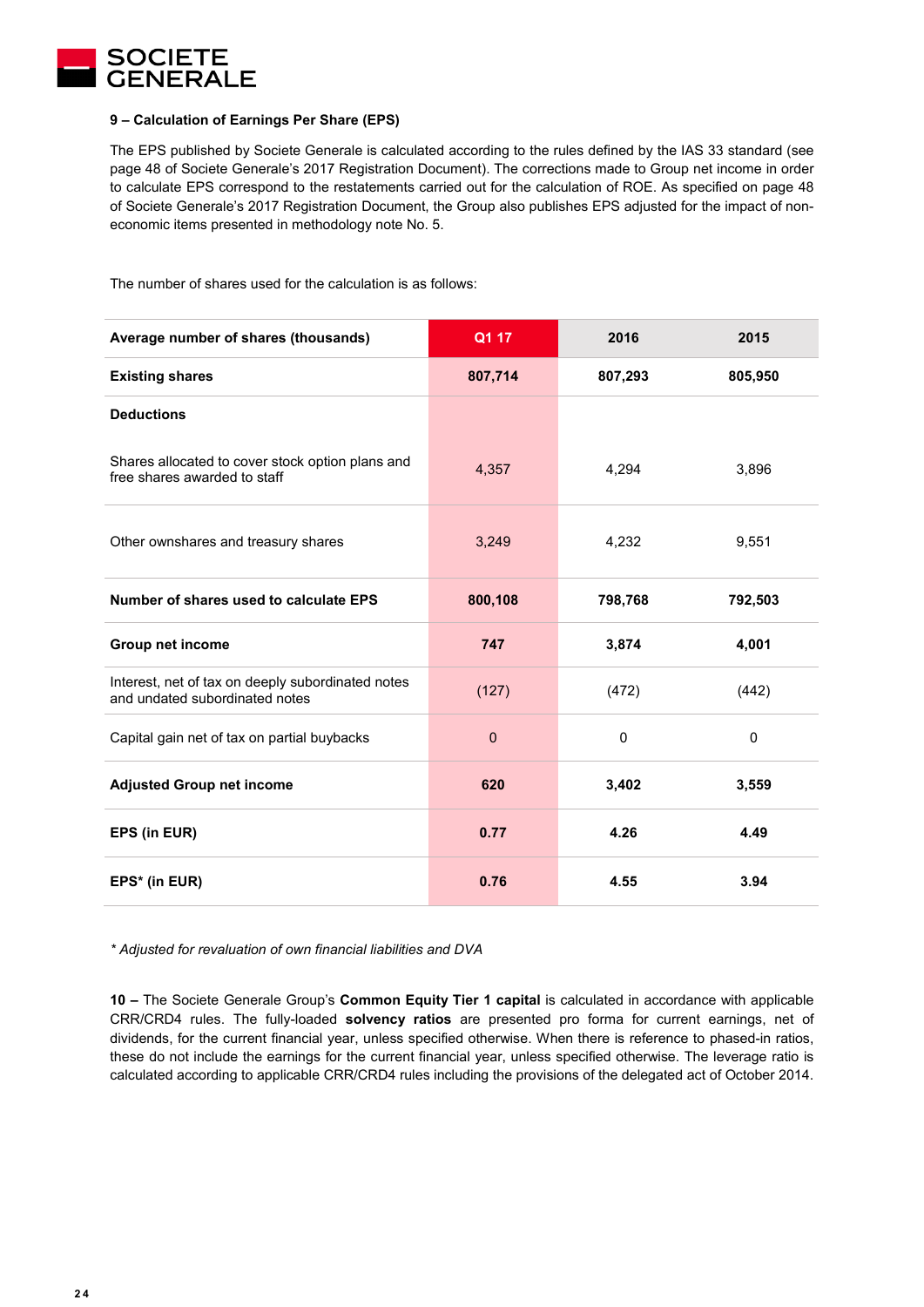### 9 – Calculation of Earnings Per Share (EPS)

The EPS published by Societe Generale is calculated according to the rules defined by the IAS 33 standard (see page 48 of Societe Generale's 2017 Registration Document). The corrections made to Group net income in order to calculate EPS correspond to the restatements carried out for the calculation of ROE. As specified on page 48 of Societe Generale's 2017 Registration Document, the Group also publishes EPS adjusted for the impact of non-economic items presented in methodology note No. 5.

The number of shares used for the calculation is as follows:

| Average number of shares (thousands) | Q1 17 | 2016 | 2015 |
|---|---|---|---|
| **Existing shares** | **807,714** | **807,293** | **805,950** |
| **Deductions** | | | |
| Shares allocated to cover stock option plans and free shares awarded to staff | 4,357 | 4,294 | 3,896 |
| Other ownshares and treasury shares | 3,249 | 4,232 | 9,551 |
| **Number of shares used to calculate EPS** | **800,108** | **798,768** | **792,503** |
| **Group net income** | **747** | **3,874** | **4,001** |
| Interest, net of tax on deeply subordinated notes and undated subordinated notes | (127) | (472) | (442) |
| Capital gain net of tax on partial buybacks | 0 | 0 | 0 |
| **Adjusted Group net income** | **620** | **3,402** | **3,559** |
| **EPS (in EUR)** | **0.77** | **4.26** | **4.49** |
| **EPS* (in EUR)** | **0.76** | **4.55** | **3.94** |

*\* Adjusted for revaluation of own financial liabilities and DVA*

**10 –** The Societe Generale Group's **Common Equity Tier 1 capital** is calculated in accordance with applicable CRR/CRD4 rules. The fully-loaded **solvency ratios** are presented pro forma for current earnings, net of dividends, for the current financial year, unless specified otherwise. When there is reference to phased-in ratios, these do not include the earnings for the current financial year, unless specified otherwise. The leverage ratio is calculated according to applicable CRR/CRD4 rules including the provisions of the delegated act of October 2014.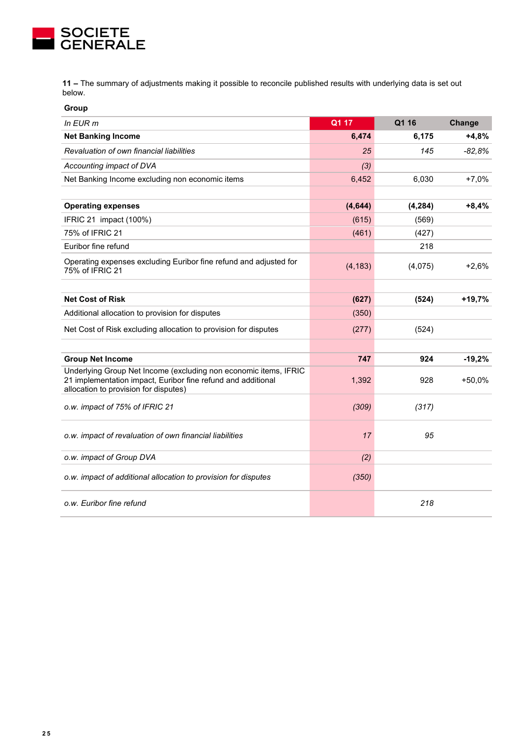**11 –** The summary of adjustments making it possible to reconcile published results with underlying data is set out below.

**Group**

| *In EUR m* | Q1 17 | Q1 16 | Change |
|---|---|---|---|
| **Net Banking Income** | **6,474** | **6,175** | **+4,8%** |
| *Revaluation of own financial liabilities* | *25* | *145* | *-82,8%* |
| *Accounting impact of DVA* | *(3)* | | |
| Net Banking Income excluding non economic items | 6,452 | 6,030 | +7,0% |
| | | | |
| **Operating expenses** | **(4,644)** | **(4,284)** | **+8,4%** |
| IFRIC 21 impact (100%) | (615) | (569) | |
| 75% of IFRIC 21 | (461) | (427) | |
| Euribor fine refund | | 218 | |
| Operating expenses excluding Euribor fine refund and adjusted for 75% of IFRIC 21 | (4,183) | (4,075) | +2,6% |
| | | | |
| **Net Cost of Risk** | **(627)** | **(524)** | **+19,7%** |
| Additional allocation to provision for disputes | (350) | | |
| Net Cost of Risk excluding allocation to provision for disputes | (277) | (524) | |
| | | | |
| **Group Net Income** | **747** | **924** | **-19,2%** |
| Underlying Group Net Income (excluding non economic items, IFRIC 21 implementation impact, Euribor fine refund and additional allocation to provision for disputes) | 1,392 | 928 | +50,0% |
| *o.w. impact of 75% of IFRIC 21* | *(309)* | *(317)* | |
| *o.w. impact of revaluation of own financial liabilities* | *17* | *95* | |
| *o.w. impact of Group DVA* | *(2)* | | |
| *o.w. impact of additional allocation to provision for disputes* | *(350)* | | |
| *o.w. Euribor fine refund* | | *218* | |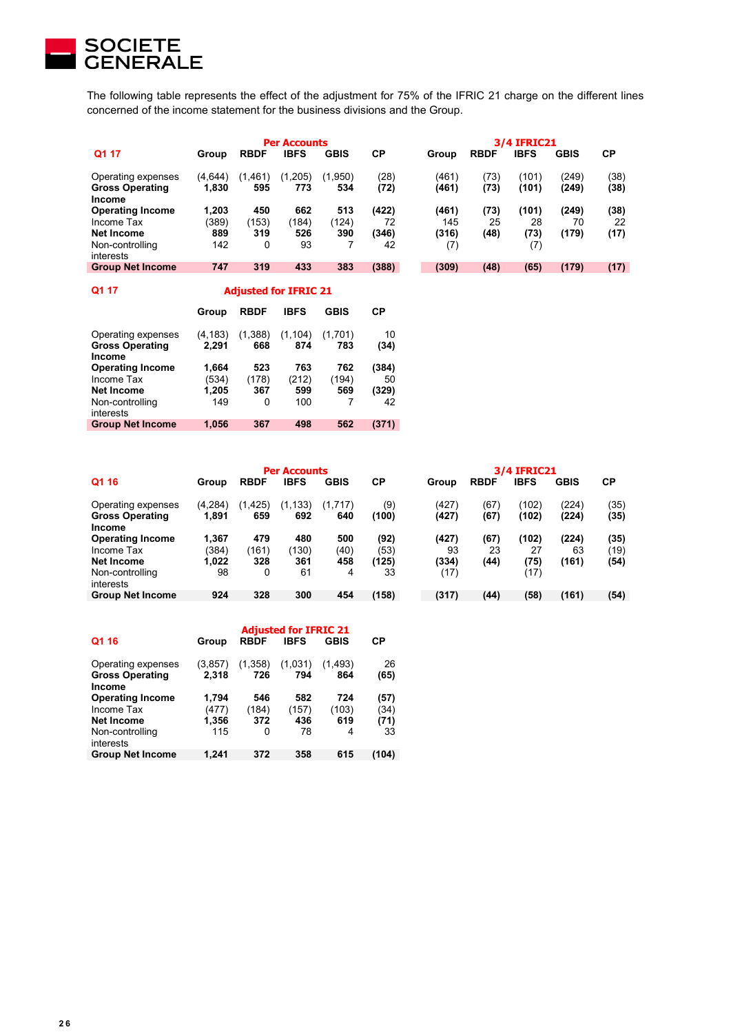The following table represents the effect of the adjustment for 75% of the IFRIC 21 charge on the different lines concerned of the income statement for the business divisions and the Group.

| Q1 17 | Per Accounts | | | | | 3/4 IFRIC21 | | | | |
|---|---|---|---|---|---|---|---|---|---|---|
| | Group | RBDF | IBFS | GBIS | CP | Group | RBDF | IBFS | GBIS | CP |
| Operating expenses | (4,644) | (1,461) | (1,205) | (1,950) | (28) | (461) | (73) | (101) | (249) | (38) |
| **Gross Operating Income** | **1,830** | **595** | **773** | **534** | **(72)** | **(461)** | **(73)** | **(101)** | **(249)** | **(38)** |
| **Operating Income** | **1,203** | **450** | **662** | **513** | **(422)** | **(461)** | **(73)** | **(101)** | **(249)** | **(38)** |
| Income Tax | (389) | (153) | (184) | (124) | 72 | 145 | 25 | 28 | 70 | 22 |
| **Net Income** | **889** | **319** | **526** | **390** | **(346)** | **(316)** | **(48)** | **(73)** | **(179)** | **(17)** |
| Non-controlling interests | 142 | 0 | 93 | 7 | 42 | (7) | | (7) | | |
| **Group Net Income** | **747** | **319** | **433** | **383** | **(388)** | **(309)** | **(48)** | **(65)** | **(179)** | **(17)** |

| Q1 17 | Adjusted for IFRIC 21 | | | | |
|---|---|---|---|---|---|
| | Group | RBDF | IBFS | GBIS | CP |
| Operating expenses | (4,183) | (1,388) | (1,104) | (1,701) | 10 |
| **Gross Operating Income** | **2,291** | **668** | **874** | **783** | **(34)** |
| **Operating Income** | **1,664** | **523** | **763** | **762** | **(384)** |
| Income Tax | (534) | (178) | (212) | (194) | 50 |
| **Net Income** | **1,205** | **367** | **599** | **569** | **(329)** |
| Non-controlling interests | 149 | 0 | 100 | 7 | 42 |
| **Group Net Income** | **1,056** | **367** | **498** | **562** | **(371)** |

| Q1 16 | Per Accounts | | | | | 3/4 IFRIC21 | | | | |
|---|---|---|---|---|---|---|---|---|---|---|
| | Group | RBDF | IBFS | GBIS | CP | Group | RBDF | IBFS | GBIS | CP |
| Operating expenses | (4,284) | (1,425) | (1,133) | (1,717) | (9) | (427) | (67) | (102) | (224) | (35) |
| **Gross Operating Income** | **1,891** | **659** | **692** | **640** | **(100)** | **(427)** | **(67)** | **(102)** | **(224)** | **(35)** |
| **Operating Income** | **1,367** | **479** | **480** | **500** | **(92)** | **(427)** | **(67)** | **(102)** | **(224)** | **(35)** |
| Income Tax | (384) | (161) | (130) | (40) | (53) | 93 | 23 | 27 | 63 | (19) |
| **Net Income** | **1,022** | **328** | **361** | **458** | **(125)** | **(334)** | **(44)** | **(75)** | **(161)** | **(54)** |
| Non-controlling interests | 98 | 0 | 61 | 4 | 33 | (17) | | (17) | | |
| **Group Net Income** | **924** | **328** | **300** | **454** | **(158)** | **(317)** | **(44)** | **(58)** | **(161)** | **(54)** |

| Q1 16 | Adjusted for IFRIC 21 | | | | |
|---|---|---|---|---|---|
| | Group | RBDF | IBFS | GBIS | CP |
| Operating expenses | (3,857) | (1,358) | (1,031) | (1,493) | 26 |
| **Gross Operating Income** | **2,318** | **726** | **794** | **864** | **(65)** |
| **Operating Income** | **1,794** | **546** | **582** | **724** | **(57)** |
| Income Tax | (477) | (184) | (157) | (103) | (34) |
| **Net Income** | **1,356** | **372** | **436** | **619** | **(71)** |
| Non-controlling interests | 115 | 0 | 78 | 4 | 33 |
| **Group Net Income** | **1,241** | **372** | **358** | **615** | **(104)** |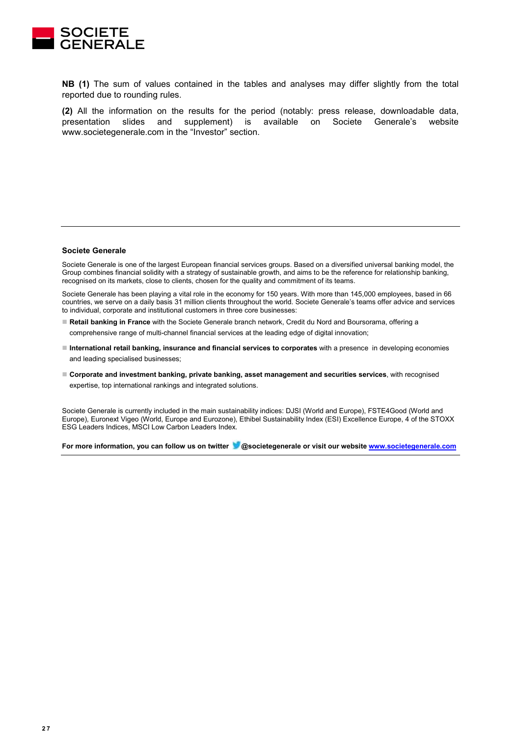**NB (1)** The sum of values contained in the tables and analyses may differ slightly from the total reported due to rounding rules.

**(2)** All the information on the results for the period (notably: press release, downloadable data, presentation slides and supplement) is available on Societe Generale's website www.societegenerale.com in the "Investor" section.

---

**Societe Generale**

Societe Generale is one of the largest European financial services groups. Based on a diversified universal banking model, the Group combines financial solidity with a strategy of sustainable growth, and aims to be the reference for relationship banking, recognised on its markets, close to clients, chosen for the quality and commitment of its teams.

Societe Generale has been playing a vital role in the economy for 150 years. With more than 145,000 employees, based in 66 countries, we serve on a daily basis 31 million clients throughout the world. Societe Generale's teams offer advice and services to individual, corporate and institutional customers in three core businesses:

- **Retail banking in France** with the Societe Generale branch network, Credit du Nord and Boursorama, offering a comprehensive range of multi-channel financial services at the leading edge of digital innovation;
- **International retail banking, insurance and financial services to corporates** with a presence in developing economies and leading specialised businesses;
- **Corporate and investment banking, private banking, asset management and securities services**, with recognised expertise, top international rankings and integrated solutions.

Societe Generale is currently included in the main sustainability indices: DJSI (World and Europe), FSTE4Good (World and Europe), Euronext Vigeo (World, Europe and Eurozone), Ethibel Sustainability Index (ESI) Excellence Europe, 4 of the STOXX ESG Leaders Indices, MSCI Low Carbon Leaders Index.

**For more information, you can follow us on twitter @societegenerale or visit our website [www.societegenerale.com](http://www.societegenerale.com)**

---